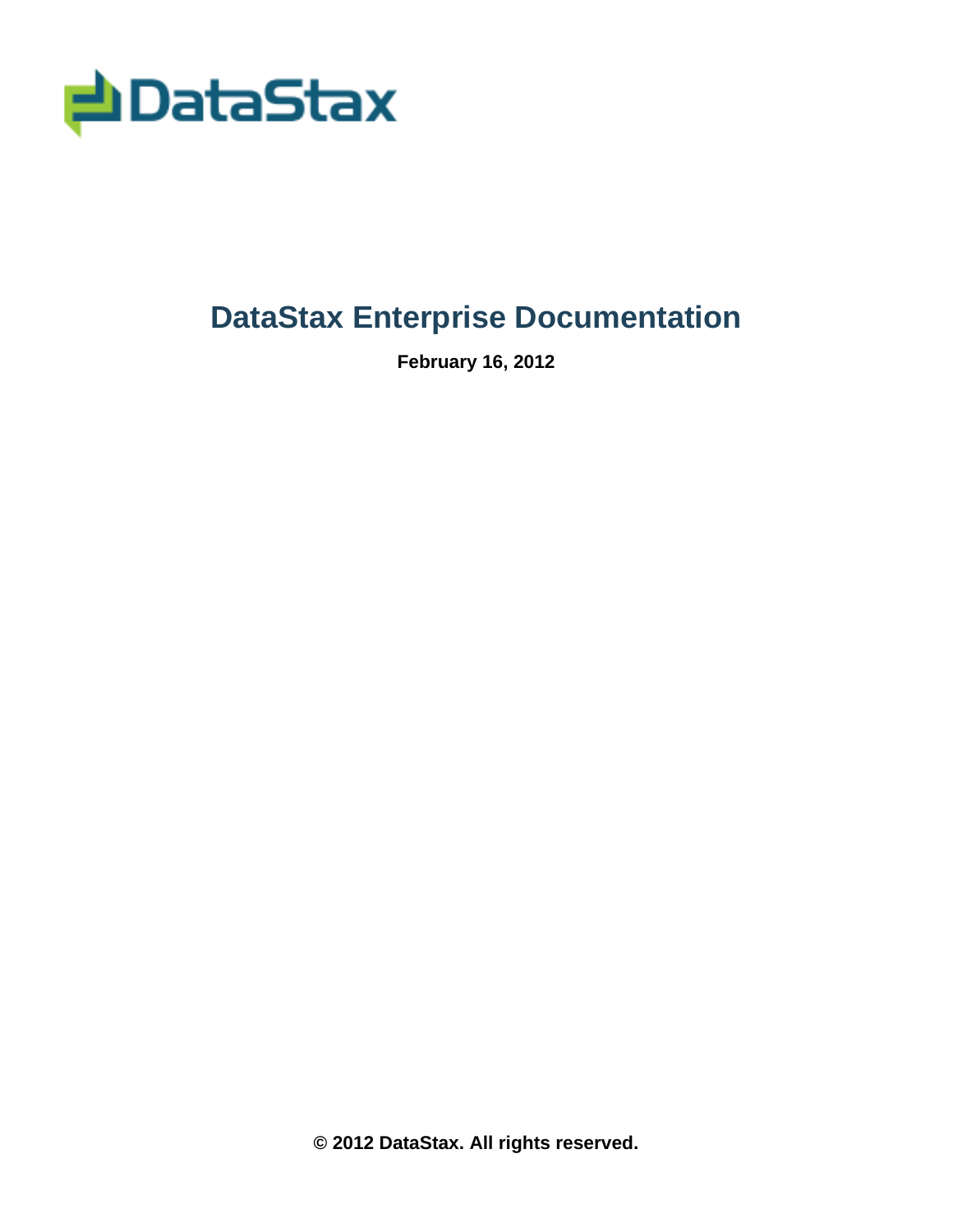DataStax

# DataStax Enterprise Documentation

**February 16, 2012**

**© 2012 DataStax. All rights reserved.**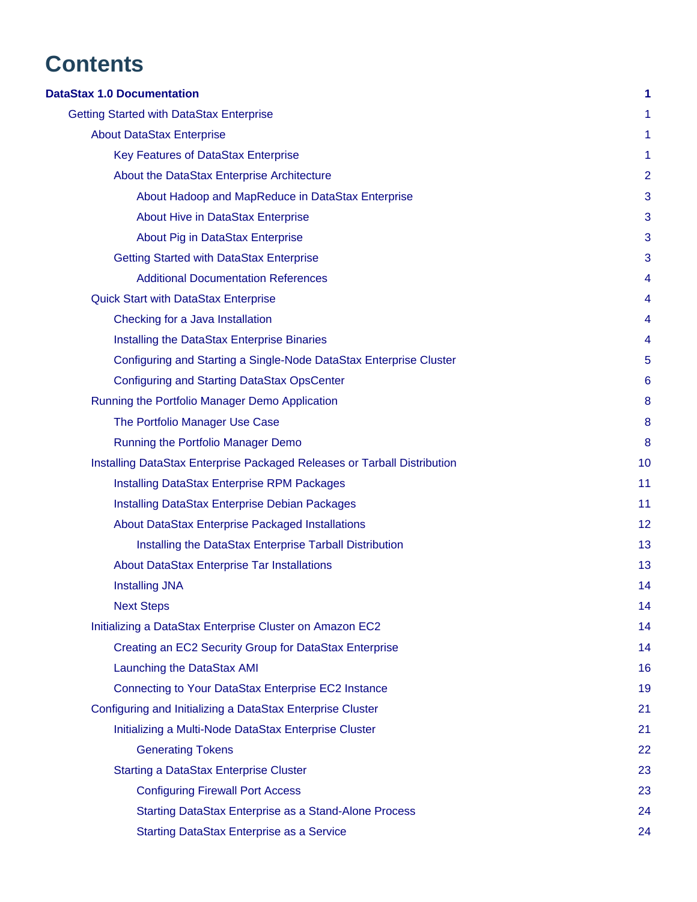# Contents

**DataStax 1.0 Documentation** 1

- Getting Started with DataStax Enterprise 1
  - About DataStax Enterprise 1
    - Key Features of DataStax Enterprise 1
    - About the DataStax Enterprise Architecture 2
      - About Hadoop and MapReduce in DataStax Enterprise 3
      - About Hive in DataStax Enterprise 3
      - About Pig in DataStax Enterprise 3
    - Getting Started with DataStax Enterprise 3
      - Additional Documentation References 4
  - Quick Start with DataStax Enterprise 4
    - Checking for a Java Installation 4
    - Installing the DataStax Enterprise Binaries 4
    - Configuring and Starting a Single-Node DataStax Enterprise Cluster 5
    - Configuring and Starting DataStax OpsCenter 6
  - Running the Portfolio Manager Demo Application 8
    - The Portfolio Manager Use Case 8
    - Running the Portfolio Manager Demo 8
  - Installing DataStax Enterprise Packaged Releases or Tarball Distribution 10
    - Installing DataStax Enterprise RPM Packages 11
    - Installing DataStax Enterprise Debian Packages 11
    - About DataStax Enterprise Packaged Installations 12
      - Installing the DataStax Enterprise Tarball Distribution 13
    - About DataStax Enterprise Tar Installations 13
    - Installing JNA 14
    - Next Steps 14
  - Initializing a DataStax Enterprise Cluster on Amazon EC2 14
    - Creating an EC2 Security Group for DataStax Enterprise 14
    - Launching the DataStax AMI 16
    - Connecting to Your DataStax Enterprise EC2 Instance 19
  - Configuring and Initializing a DataStax Enterprise Cluster 21
    - Initializing a Multi-Node DataStax Enterprise Cluster 21
      - Generating Tokens 22
    - Starting a DataStax Enterprise Cluster 23
      - Configuring Firewall Port Access 23
      - Starting DataStax Enterprise as a Stand-Alone Process 24
      - Starting DataStax Enterprise as a Service 24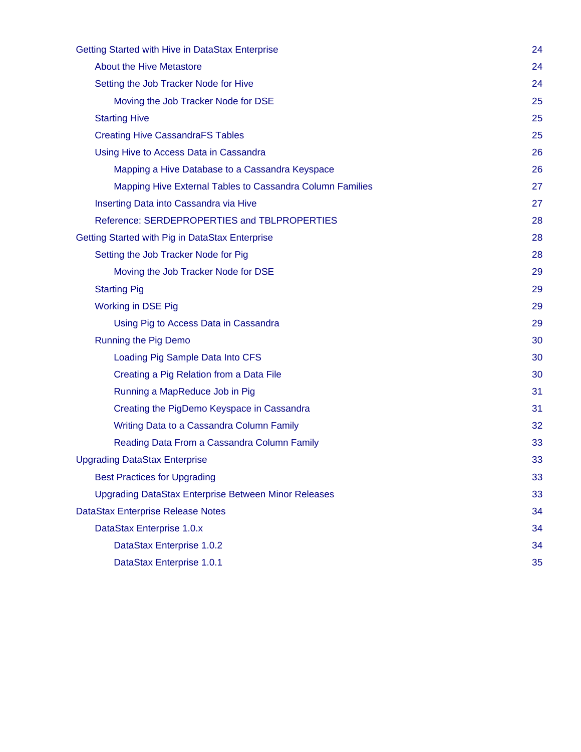- Getting Started with Hive in DataStax Enterprise 24
  - About the Hive Metastore 24
  - Setting the Job Tracker Node for Hive 24
    - Moving the Job Tracker Node for DSE 25
  - Starting Hive 25
  - Creating Hive CassandraFS Tables 25
  - Using Hive to Access Data in Cassandra 26
    - Mapping a Hive Database to a Cassandra Keyspace 26
    - Mapping Hive External Tables to Cassandra Column Families 27
  - Inserting Data into Cassandra via Hive 27
  - Reference: SERDEPROPERTIES and TBLPROPERTIES 28
- Getting Started with Pig in DataStax Enterprise 28
  - Setting the Job Tracker Node for Pig 28
    - Moving the Job Tracker Node for DSE 29
  - Starting Pig 29
  - Working in DSE Pig 29
    - Using Pig to Access Data in Cassandra 29
  - Running the Pig Demo 30
    - Loading Pig Sample Data Into CFS 30
    - Creating a Pig Relation from a Data File 30
    - Running a MapReduce Job in Pig 31
    - Creating the PigDemo Keyspace in Cassandra 31
    - Writing Data to a Cassandra Column Family 32
    - Reading Data From a Cassandra Column Family 33
- Upgrading DataStax Enterprise 33
  - Best Practices for Upgrading 33
  - Upgrading DataStax Enterprise Between Minor Releases 33
- DataStax Enterprise Release Notes 34
  - DataStax Enterprise 1.0.x 34
    - DataStax Enterprise 1.0.2 34
    - DataStax Enterprise 1.0.1 35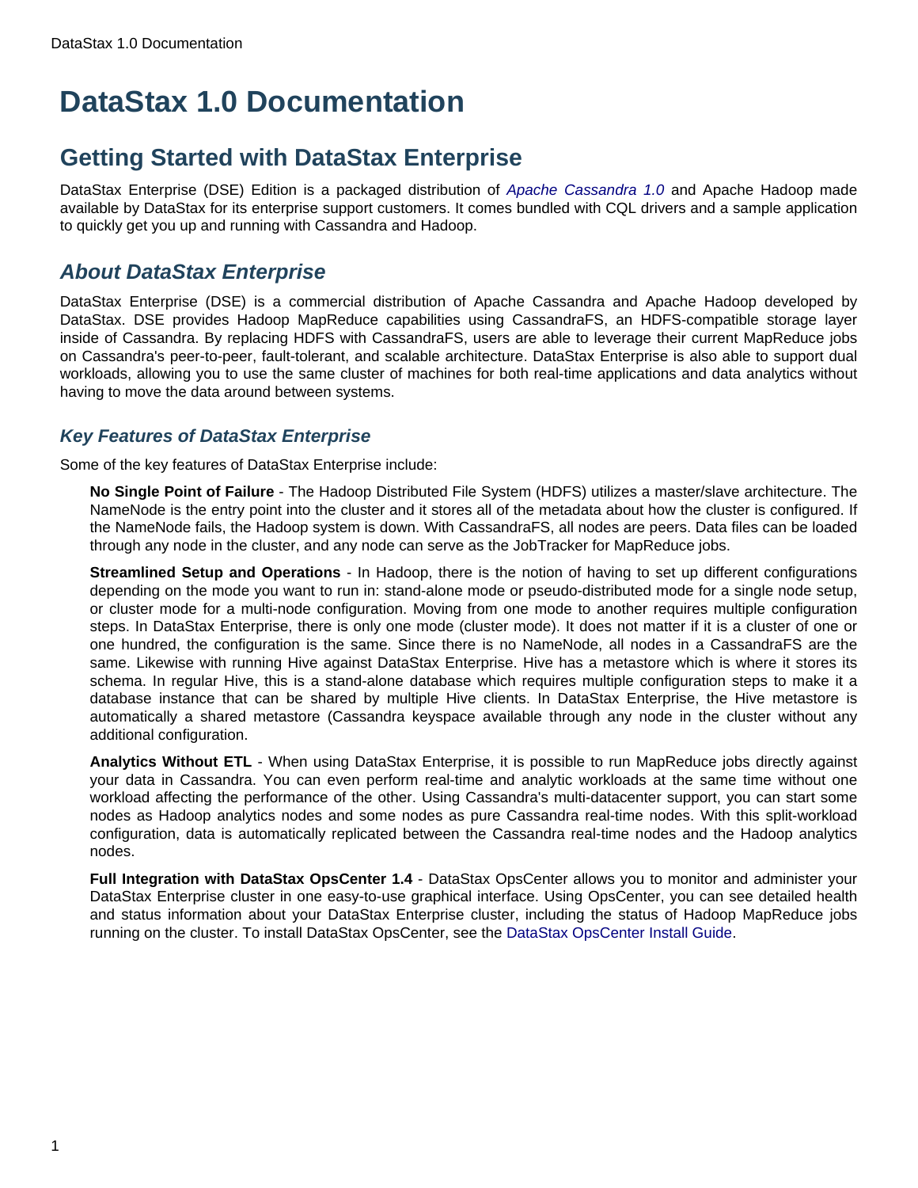# DataStax 1.0 Documentation

## Getting Started with DataStax Enterprise

DataStax Enterprise (DSE) Edition is a packaged distribution of *Apache Cassandra 1.0* and Apache Hadoop made available by DataStax for its enterprise support customers. It comes bundled with CQL drivers and a sample application to quickly get you up and running with Cassandra and Hadoop.

## *About DataStax Enterprise*

DataStax Enterprise (DSE) is a commercial distribution of Apache Cassandra and Apache Hadoop developed by DataStax. DSE provides Hadoop MapReduce capabilities using CassandraFS, an HDFS-compatible storage layer inside of Cassandra. By replacing HDFS with CassandraFS, users are able to leverage their current MapReduce jobs on Cassandra's peer-to-peer, fault-tolerant, and scalable architecture. DataStax Enterprise is also able to support dual workloads, allowing you to use the same cluster of machines for both real-time applications and data analytics without having to move the data around between systems.

### *Key Features of DataStax Enterprise*

Some of the key features of DataStax Enterprise include:

**No Single Point of Failure** - The Hadoop Distributed File System (HDFS) utilizes a master/slave architecture. The NameNode is the entry point into the cluster and it stores all of the metadata about how the cluster is configured. If the NameNode fails, the Hadoop system is down. With CassandraFS, all nodes are peers. Data files can be loaded through any node in the cluster, and any node can serve as the JobTracker for MapReduce jobs.

**Streamlined Setup and Operations** - In Hadoop, there is the notion of having to set up different configurations depending on the mode you want to run in: stand-alone mode or pseudo-distributed mode for a single node setup, or cluster mode for a multi-node configuration. Moving from one mode to another requires multiple configuration steps. In DataStax Enterprise, there is only one mode (cluster mode). It does not matter if it is a cluster of one or one hundred, the configuration is the same. Since there is no NameNode, all nodes in a CassandraFS are the same. Likewise with running Hive against DataStax Enterprise. Hive has a metastore which is where it stores its schema. In regular Hive, this is a stand-alone database which requires multiple configuration steps to make it a database instance that can be shared by multiple Hive clients. In DataStax Enterprise, the Hive metastore is automatically a shared metastore (Cassandra keyspace available through any node in the cluster without any additional configuration.

**Analytics Without ETL** - When using DataStax Enterprise, it is possible to run MapReduce jobs directly against your data in Cassandra. You can even perform real-time and analytic workloads at the same time without one workload affecting the performance of the other. Using Cassandra's multi-datacenter support, you can start some nodes as Hadoop analytics nodes and some nodes as pure Cassandra real-time nodes. With this split-workload configuration, data is automatically replicated between the Cassandra real-time nodes and the Hadoop analytics nodes.

**Full Integration with DataStax OpsCenter 1.4** - DataStax OpsCenter allows you to monitor and administer your DataStax Enterprise cluster in one easy-to-use graphical interface. Using OpsCenter, you can see detailed health and status information about your DataStax Enterprise cluster, including the status of Hadoop MapReduce jobs running on the cluster. To install DataStax OpsCenter, see the DataStax OpsCenter Install Guide.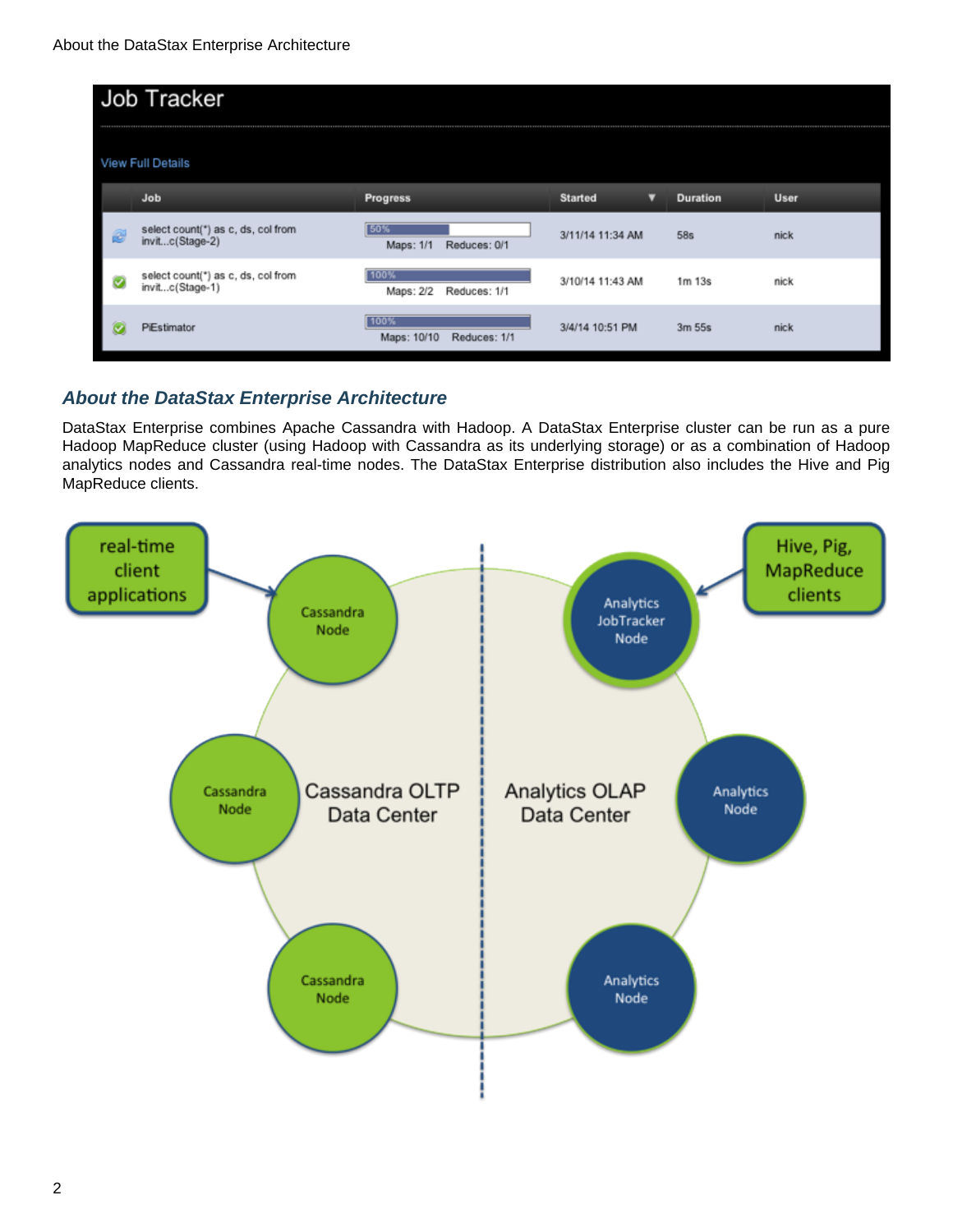Job Tracker

View Full Details

| Job | Progress | Started | Duration | User |
|---|---|---|---|---|
| select count(*) as c, ds, col from invit...c(Stage-2) | 50% Maps: 1/1 Reduces: 0/1 | 3/11/14 11:34 AM | 58s | nick |
| select count(*) as c, ds, col from invit...c(Stage-1) | 100% Maps: 2/2 Reduces: 1/1 | 3/10/14 11:43 AM | 1m 13s | nick |
| PiEstimator | 100% Maps: 10/10 Reduces: 1/1 | 3/4/14 10:51 PM | 3m 55s | nick |

## *About the DataStax Enterprise Architecture*

DataStax Enterprise combines Apache Cassandra with Hadoop. A DataStax Enterprise cluster can be run as a pure Hadoop MapReduce cluster (using Hadoop with Cassandra as its underlying storage) or as a combination of Hadoop analytics nodes and Cassandra real-time nodes. The DataStax Enterprise distribution also includes the Hive and Pig MapReduce clients.

real-time client applications

Hive, Pig, MapReduce clients

Cassandra Node

Cassandra Node

Cassandra Node

Cassandra OLTP Data Center

Analytics OLAP Data Center

Analytics JobTracker Node

Analytics Node

Analytics Node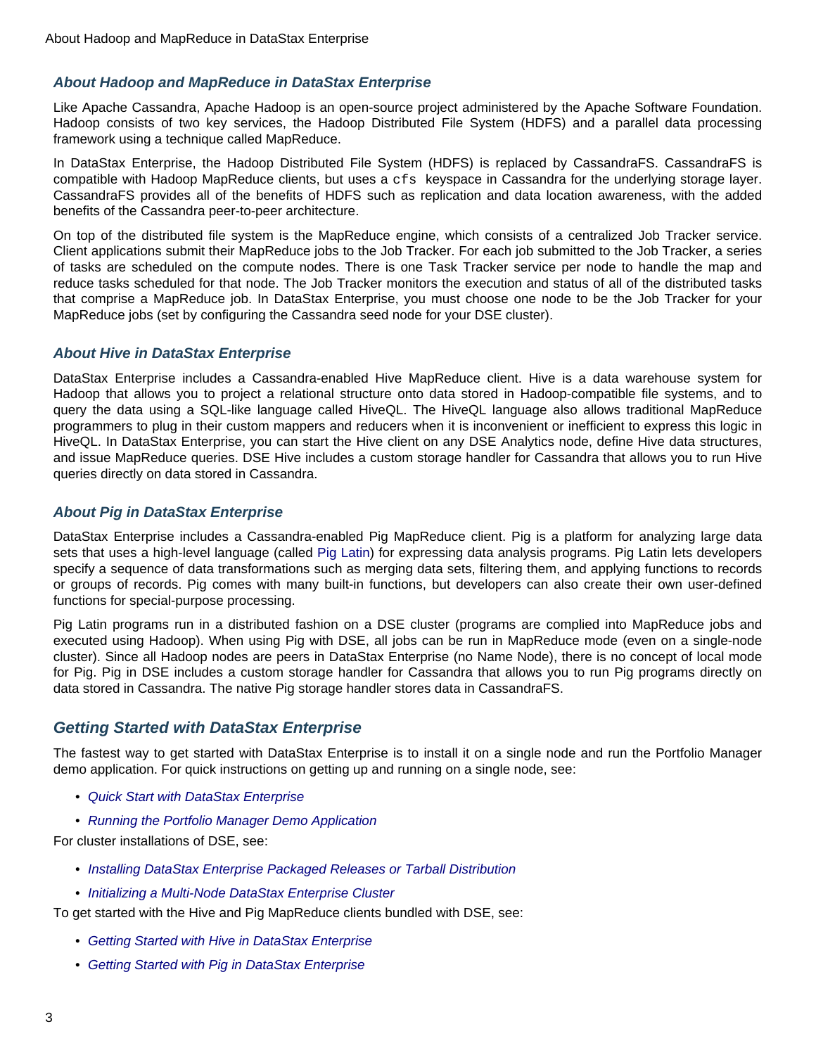### About Hadoop and MapReduce in DataStax Enterprise

Like Apache Cassandra, Apache Hadoop is an open-source project administered by the Apache Software Foundation. Hadoop consists of two key services, the Hadoop Distributed File System (HDFS) and a parallel data processing framework using a technique called MapReduce.

In DataStax Enterprise, the Hadoop Distributed File System (HDFS) is replaced by CassandraFS. CassandraFS is compatible with Hadoop MapReduce clients, but uses a `cfs` keyspace in Cassandra for the underlying storage layer. CassandraFS provides all of the benefits of HDFS such as replication and data location awareness, with the added benefits of the Cassandra peer-to-peer architecture.

On top of the distributed file system is the MapReduce engine, which consists of a centralized Job Tracker service. Client applications submit their MapReduce jobs to the Job Tracker. For each job submitted to the Job Tracker, a series of tasks are scheduled on the compute nodes. There is one Task Tracker service per node to handle the map and reduce tasks scheduled for that node. The Job Tracker monitors the execution and status of all of the distributed tasks that comprise a MapReduce job. In DataStax Enterprise, you must choose one node to be the Job Tracker for your MapReduce jobs (set by configuring the Cassandra seed node for your DSE cluster).

### About Hive in DataStax Enterprise

DataStax Enterprise includes a Cassandra-enabled Hive MapReduce client. Hive is a data warehouse system for Hadoop that allows you to project a relational structure onto data stored in Hadoop-compatible file systems, and to query the data using a SQL-like language called HiveQL. The HiveQL language also allows traditional MapReduce programmers to plug in their custom mappers and reducers when it is inconvenient or inefficient to express this logic in HiveQL. In DataStax Enterprise, you can start the Hive client on any DSE Analytics node, define Hive data structures, and issue MapReduce queries. DSE Hive includes a custom storage handler for Cassandra that allows you to run Hive queries directly on data stored in Cassandra.

### About Pig in DataStax Enterprise

DataStax Enterprise includes a Cassandra-enabled Pig MapReduce client. Pig is a platform for analyzing large data sets that uses a high-level language (called Pig Latin) for expressing data analysis programs. Pig Latin lets developers specify a sequence of data transformations such as merging data sets, filtering them, and applying functions to records or groups of records. Pig comes with many built-in functions, but developers can also create their own user-defined functions for special-purpose processing.

Pig Latin programs run in a distributed fashion on a DSE cluster (programs are complied into MapReduce jobs and executed using Hadoop). When using Pig with DSE, all jobs can be run in MapReduce mode (even on a single-node cluster). Since all Hadoop nodes are peers in DataStax Enterprise (no Name Node), there is no concept of local mode for Pig. Pig in DSE includes a custom storage handler for Cassandra that allows you to run Pig programs directly on data stored in Cassandra. The native Pig storage handler stores data in CassandraFS.

## Getting Started with DataStax Enterprise

The fastest way to get started with DataStax Enterprise is to install it on a single node and run the Portfolio Manager demo application. For quick instructions on getting up and running on a single node, see:

- *Quick Start with DataStax Enterprise*
- *Running the Portfolio Manager Demo Application*

For cluster installations of DSE, see:

- *Installing DataStax Enterprise Packaged Releases or Tarball Distribution*
- *Initializing a Multi-Node DataStax Enterprise Cluster*

To get started with the Hive and Pig MapReduce clients bundled with DSE, see:

- *Getting Started with Hive in DataStax Enterprise*
- *Getting Started with Pig in DataStax Enterprise*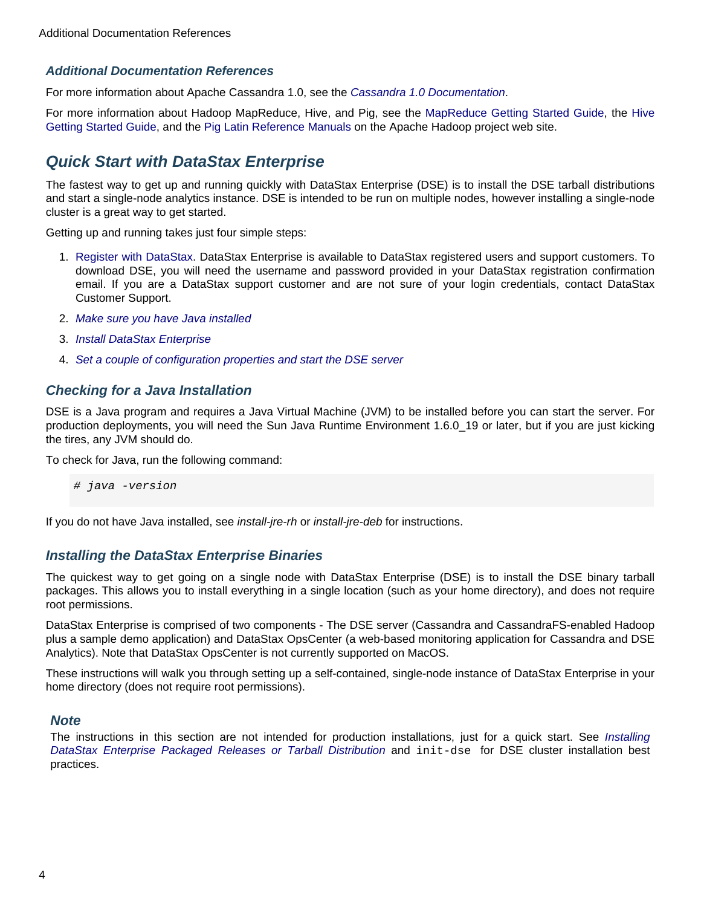### Additional Documentation References

For more information about Apache Cassandra 1.0, see the *Cassandra 1.0 Documentation*.

For more information about Hadoop MapReduce, Hive, and Pig, see the MapReduce Getting Started Guide, the Hive Getting Started Guide, and the Pig Latin Reference Manuals on the Apache Hadoop project web site.

## Quick Start with DataStax Enterprise

The fastest way to get up and running quickly with DataStax Enterprise (DSE) is to install the DSE tarball distributions and start a single-node analytics instance. DSE is intended to be run on multiple nodes, however installing a single-node cluster is a great way to get started.

Getting up and running takes just four simple steps:

1. Register with DataStax. DataStax Enterprise is available to DataStax registered users and support customers. To download DSE, you will need the username and password provided in your DataStax registration confirmation email. If you are a DataStax support customer and are not sure of your login credentials, contact DataStax Customer Support.
2. *Make sure you have Java installed*
3. *Install DataStax Enterprise*
4. *Set a couple of configuration properties and start the DSE server*

### Checking for a Java Installation

DSE is a Java program and requires a Java Virtual Machine (JVM) to be installed before you can start the server. For production deployments, you will need the Sun Java Runtime Environment 1.6.0_19 or later, but if you are just kicking the tires, any JVM should do.

To check for Java, run the following command:

```
# java -version
```

If you do not have Java installed, see *install-jre-rh* or *install-jre-deb* for instructions.

### Installing the DataStax Enterprise Binaries

The quickest way to get going on a single node with DataStax Enterprise (DSE) is to install the DSE binary tarball packages. This allows you to install everything in a single location (such as your home directory), and does not require root permissions.

DataStax Enterprise is comprised of two components - The DSE server (Cassandra and CassandraFS-enabled Hadoop plus a sample demo application) and DataStax OpsCenter (a web-based monitoring application for Cassandra and DSE Analytics). Note that DataStax OpsCenter is not currently supported on MacOS.

These instructions will walk you through setting up a self-contained, single-node instance of DataStax Enterprise in your home directory (does not require root permissions).

#### Note

The instructions in this section are not intended for production installations, just for a quick start. See *Installing DataStax Enterprise Packaged Releases or Tarball Distribution* and `init-dse` for DSE cluster installation best practices.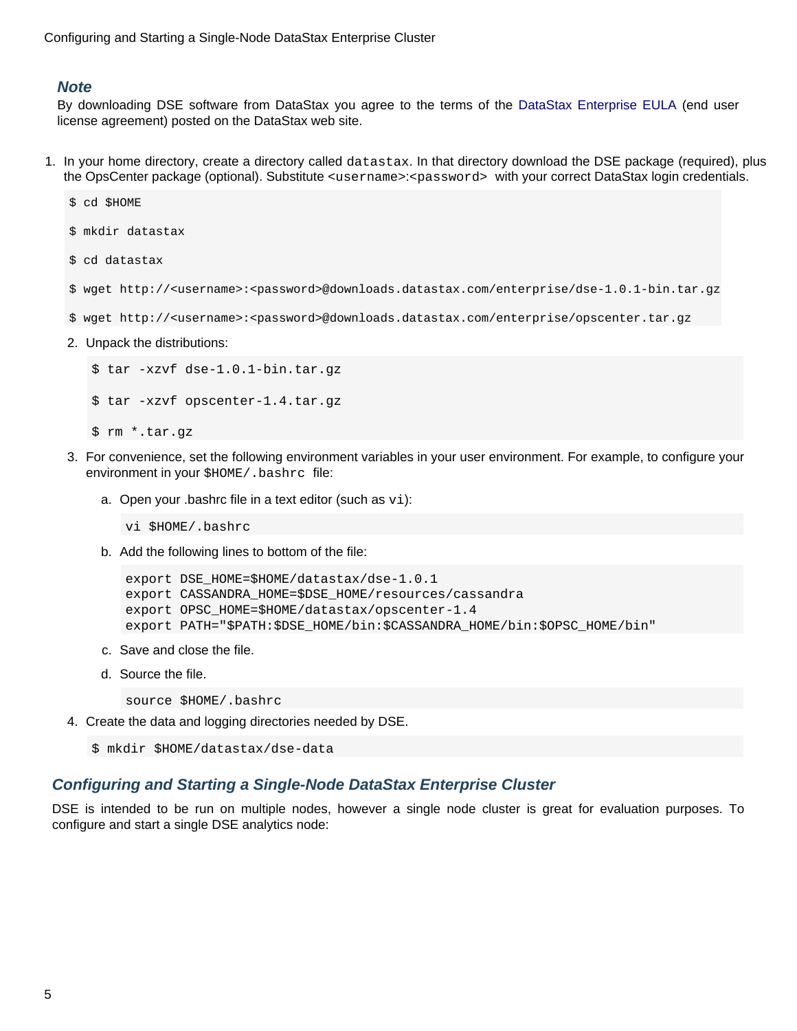### *Note*

By downloading DSE software from DataStax you agree to the terms of the DataStax Enterprise EULA (end user license agreement) posted on the DataStax web site.

1. In your home directory, create a directory called `datastax`. In that directory download the DSE package (required), plus the OpsCenter package (optional). Substitute `<username>:<password>` with your correct DataStax login credentials.

```
$ cd $HOME

$ mkdir datastax

$ cd datastax

$ wget http://<username>:<password>@downloads.datastax.com/enterprise/dse-1.0.1-bin.tar.gz

$ wget http://<username>:<password>@downloads.datastax.com/enterprise/opscenter.tar.gz
```

2. Unpack the distributions:

```
$ tar -xzvf dse-1.0.1-bin.tar.gz

$ tar -xzvf opscenter-1.4.tar.gz

$ rm *.tar.gz
```

3. For convenience, set the following environment variables in your user environment. For example, to configure your environment in your `$HOME/.bashrc` file:

   a. Open your .bashrc file in a text editor (such as `vi`):

   ```
   vi $HOME/.bashrc
   ```

   b. Add the following lines to bottom of the file:

   ```
   export DSE_HOME=$HOME/datastax/dse-1.0.1
   export CASSANDRA_HOME=$DSE_HOME/resources/cassandra
   export OPSC_HOME=$HOME/datastax/opscenter-1.4
   export PATH="$PATH:$DSE_HOME/bin:$CASSANDRA_HOME/bin:$OPSC_HOME/bin"
   ```

   c. Save and close the file.

   d. Source the file.

   ```
   source $HOME/.bashrc
   ```

4. Create the data and logging directories needed by DSE.

```
$ mkdir $HOME/datastax/dse-data
```

## *Configuring and Starting a Single-Node DataStax Enterprise Cluster*

DSE is intended to be run on multiple nodes, however a single node cluster is great for evaluation purposes. To configure and start a single DSE analytics node: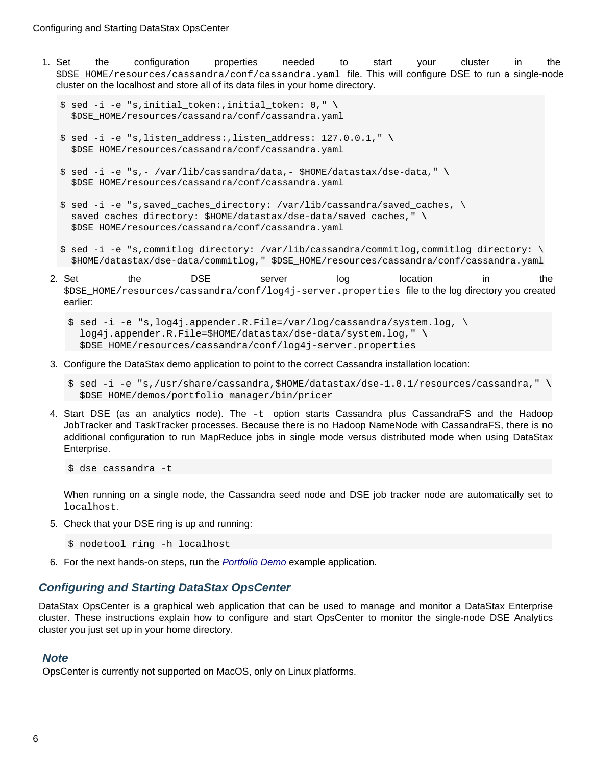1. Set the configuration properties needed to start your cluster in the `$DSE_HOME/resources/cassandra/conf/cassandra.yaml` file. This will configure DSE to run a single-node cluster on the localhost and store all of its data files in your home directory.

```
$ sed -i -e "s,initial_token:,initial_token: 0," \
  $DSE_HOME/resources/cassandra/conf/cassandra.yaml

$ sed -i -e "s,listen_address:,listen_address: 127.0.0.1," \
  $DSE_HOME/resources/cassandra/conf/cassandra.yaml

$ sed -i -e "s,- /var/lib/cassandra/data,- $HOME/datastax/dse-data," \
  $DSE_HOME/resources/cassandra/conf/cassandra.yaml

$ sed -i -e "s,saved_caches_directory: /var/lib/cassandra/saved_caches, \
  saved_caches_directory: $HOME/datastax/dse-data/saved_caches," \
  $DSE_HOME/resources/cassandra/conf/cassandra.yaml

$ sed -i -e "s,commitlog_directory: /var/lib/cassandra/commitlog,commitlog_directory: \
  $HOME/datastax/dse-data/commitlog," $DSE_HOME/resources/cassandra/conf/cassandra.yaml
```

2. Set the DSE server log location in the `$DSE_HOME/resources/cassandra/conf/log4j-server.properties` file to the log directory you created earlier:

```
$ sed -i -e "s,log4j.appender.R.File=/var/log/cassandra/system.log, \
  log4j.appender.R.File=$HOME/datastax/dse-data/system.log," \
  $DSE_HOME/resources/cassandra/conf/log4j-server.properties
```

3. Configure the DataStax demo application to point to the correct Cassandra installation location:

```
$ sed -i -e "s,/usr/share/cassandra,$HOME/datastax/dse-1.0.1/resources/cassandra," \
  $DSE_HOME/demos/portfolio_manager/bin/pricer
```

4. Start DSE (as an analytics node). The `-t` option starts Cassandra plus CassandraFS and the Hadoop JobTracker and TaskTracker processes. Because there is no Hadoop NameNode with CassandraFS, there is no additional configuration to run MapReduce jobs in single mode versus distributed mode when using DataStax Enterprise.

```
$ dse cassandra -t
```

   When running on a single node, the Cassandra seed node and DSE job tracker node are automatically set to `localhost`.

5. Check that your DSE ring is up and running:

```
$ nodetool ring -h localhost
```

6. For the next hands-on steps, run the *Portfolio Demo* example application.

## Configuring and Starting DataStax OpsCenter

DataStax OpsCenter is a graphical web application that can be used to manage and monitor a DataStax Enterprise cluster. These instructions explain how to configure and start OpsCenter to monitor the single-node DSE Analytics cluster you just set up in your home directory.

### Note

OpsCenter is currently not supported on MacOS, only on Linux platforms.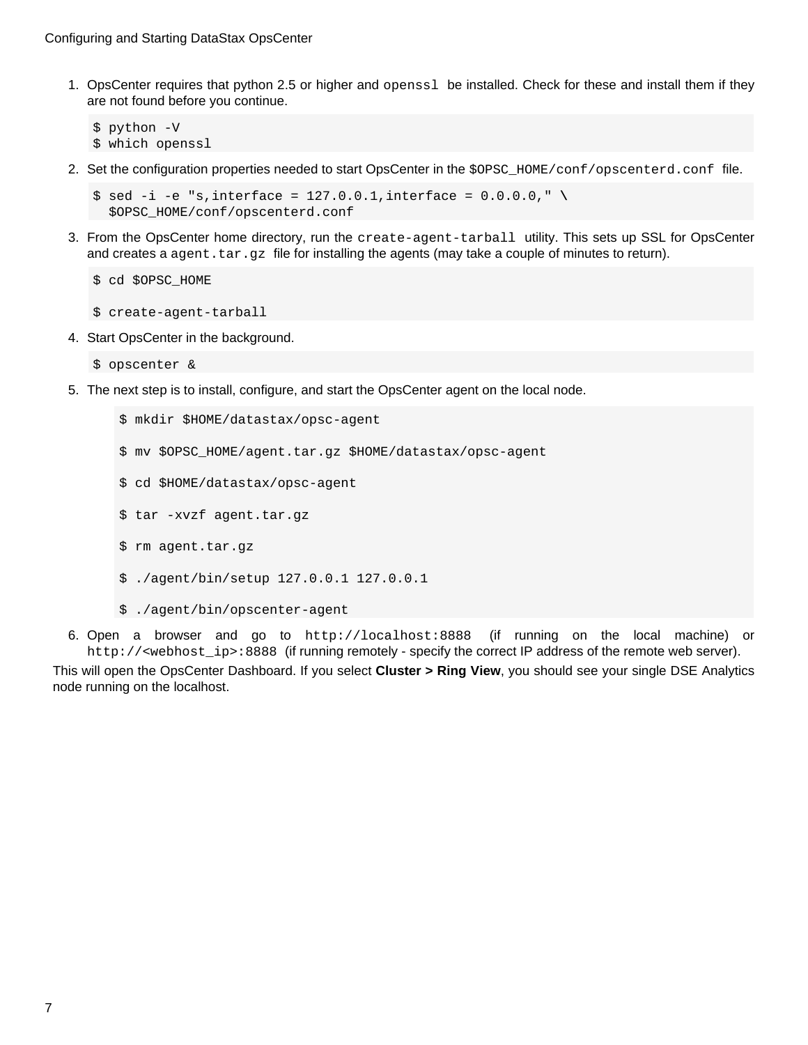1. OpsCenter requires that python 2.5 or higher and `openssl` be installed. Check for these and install them if they are not found before you continue.

   ```
   $ python -V
   $ which openssl
   ```

2. Set the configuration properties needed to start OpsCenter in the `$OPSC_HOME/conf/opscenterd.conf` file.

   ```
   $ sed -i -e "s,interface = 127.0.0.1,interface = 0.0.0.0," \
     $OPSC_HOME/conf/opscenterd.conf
   ```

3. From the OpsCenter home directory, run the `create-agent-tarball` utility. This sets up SSL for OpsCenter and creates a `agent.tar.gz` file for installing the agents (may take a couple of minutes to return).

   ```
   $ cd $OPSC_HOME

   $ create-agent-tarball
   ```

4. Start OpsCenter in the background.

   ```
   $ opscenter &
   ```

5. The next step is to install, configure, and start the OpsCenter agent on the local node.

   ```
   $ mkdir $HOME/datastax/opsc-agent

   $ mv $OPSC_HOME/agent.tar.gz $HOME/datastax/opsc-agent

   $ cd $HOME/datastax/opsc-agent

   $ tar -xvzf agent.tar.gz

   $ rm agent.tar.gz

   $ ./agent/bin/setup 127.0.0.1 127.0.0.1

   $ ./agent/bin/opscenter-agent
   ```

6. Open a browser and go to `http://localhost:8888` (if running on the local machine) or `http://<webhost_ip>:8888` (if running remotely - specify the correct IP address of the remote web server).

This will open the OpsCenter Dashboard. If you select **Cluster > Ring View**, you should see your single DSE Analytics node running on the localhost.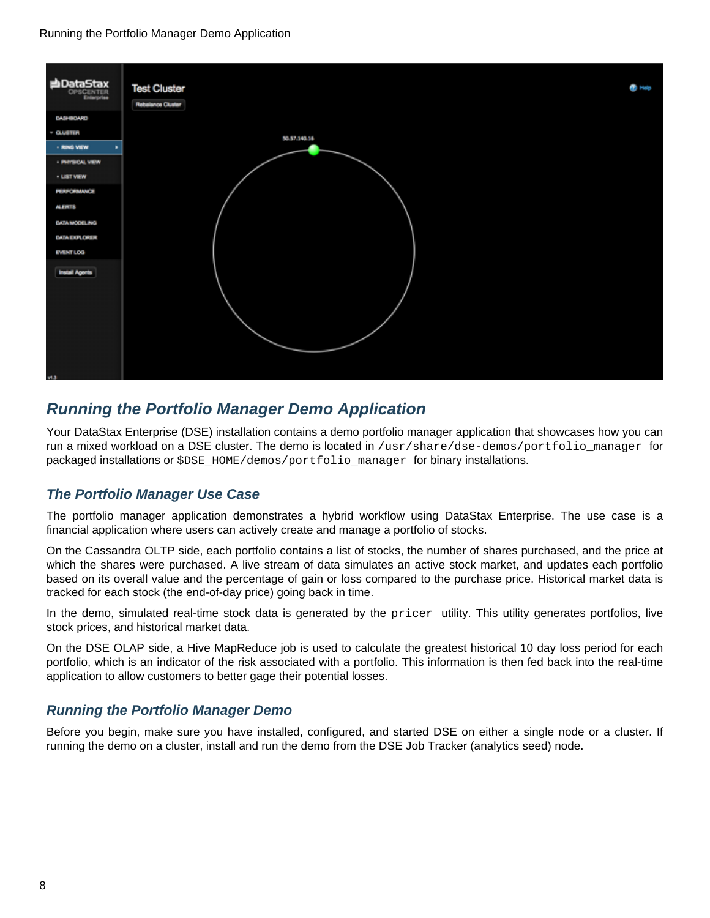## Running the Portfolio Manager Demo Application

Your DataStax Enterprise (DSE) installation contains a demo portfolio manager application that showcases how you can run a mixed workload on a DSE cluster. The demo is located in `/usr/share/dse-demos/portfolio_manager` for packaged installations or `$DSE_HOME/demos/portfolio_manager` for binary installations.

### The Portfolio Manager Use Case

The portfolio manager application demonstrates a hybrid workflow using DataStax Enterprise. The use case is a financial application where users can actively create and manage a portfolio of stocks.

On the Cassandra OLTP side, each portfolio contains a list of stocks, the number of shares purchased, and the price at which the shares were purchased. A live stream of data simulates an active stock market, and updates each portfolio based on its overall value and the percentage of gain or loss compared to the purchase price. Historical market data is tracked for each stock (the end-of-day price) going back in time.

In the demo, simulated real-time stock data is generated by the `pricer` utility. This utility generates portfolios, live stock prices, and historical market data.

On the DSE OLAP side, a Hive MapReduce job is used to calculate the greatest historical 10 day loss period for each portfolio, which is an indicator of the risk associated with a portfolio. This information is then fed back into the real-time application to allow customers to better gage their potential losses.

### Running the Portfolio Manager Demo

Before you begin, make sure you have installed, configured, and started DSE on either a single node or a cluster. If running the demo on a cluster, install and run the demo from the DSE Job Tracker (analytics seed) node.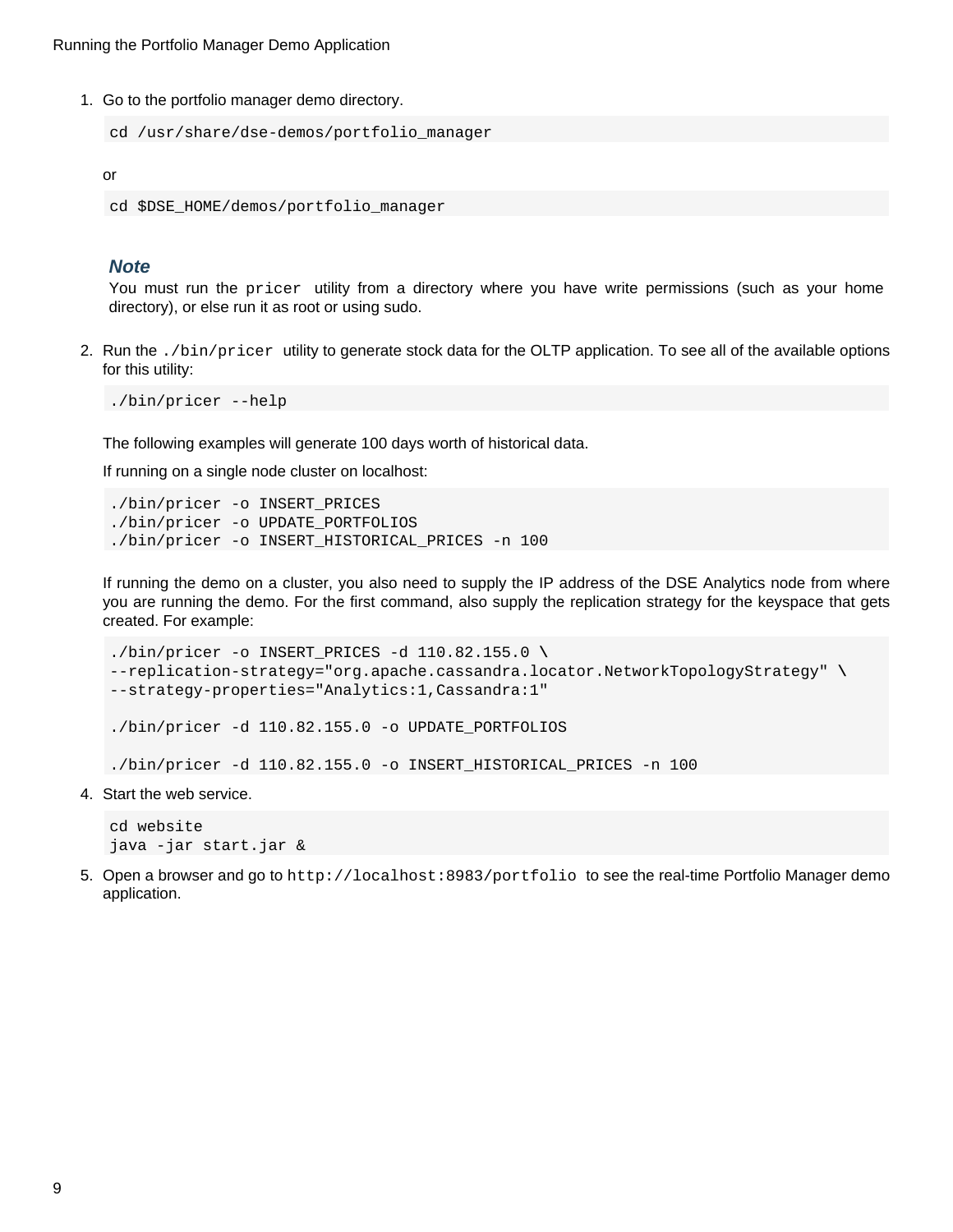1. Go to the portfolio manager demo directory.

   ```
   cd /usr/share/dse-demos/portfolio_manager
   ```

   or

   ```
   cd $DSE_HOME/demos/portfolio_manager
   ```

   ***Note***
   You must run the `pricer` utility from a directory where you have write permissions (such as your home directory), or else run it as root or using sudo.

2. Run the `./bin/pricer` utility to generate stock data for the OLTP application. To see all of the available options for this utility:

   ```
   ./bin/pricer --help
   ```

   The following examples will generate 100 days worth of historical data.

   If running on a single node cluster on localhost:

   ```
   ./bin/pricer -o INSERT_PRICES
   ./bin/pricer -o UPDATE_PORTFOLIOS
   ./bin/pricer -o INSERT_HISTORICAL_PRICES -n 100
   ```

   If running the demo on a cluster, you also need to supply the IP address of the DSE Analytics node from where you are running the demo. For the first command, also supply the replication strategy for the keyspace that gets created. For example:

   ```
   ./bin/pricer -o INSERT_PRICES -d 110.82.155.0 \
   --replication-strategy="org.apache.cassandra.locator.NetworkTopologyStrategy" \
   --strategy-properties="Analytics:1,Cassandra:1"

   ./bin/pricer -d 110.82.155.0 -o UPDATE_PORTFOLIOS

   ./bin/pricer -d 110.82.155.0 -o INSERT_HISTORICAL_PRICES -n 100
   ```

4. Start the web service.

   ```
   cd website
   java -jar start.jar &
   ```

5. Open a browser and go to `http://localhost:8983/portfolio` to see the real-time Portfolio Manager demo application.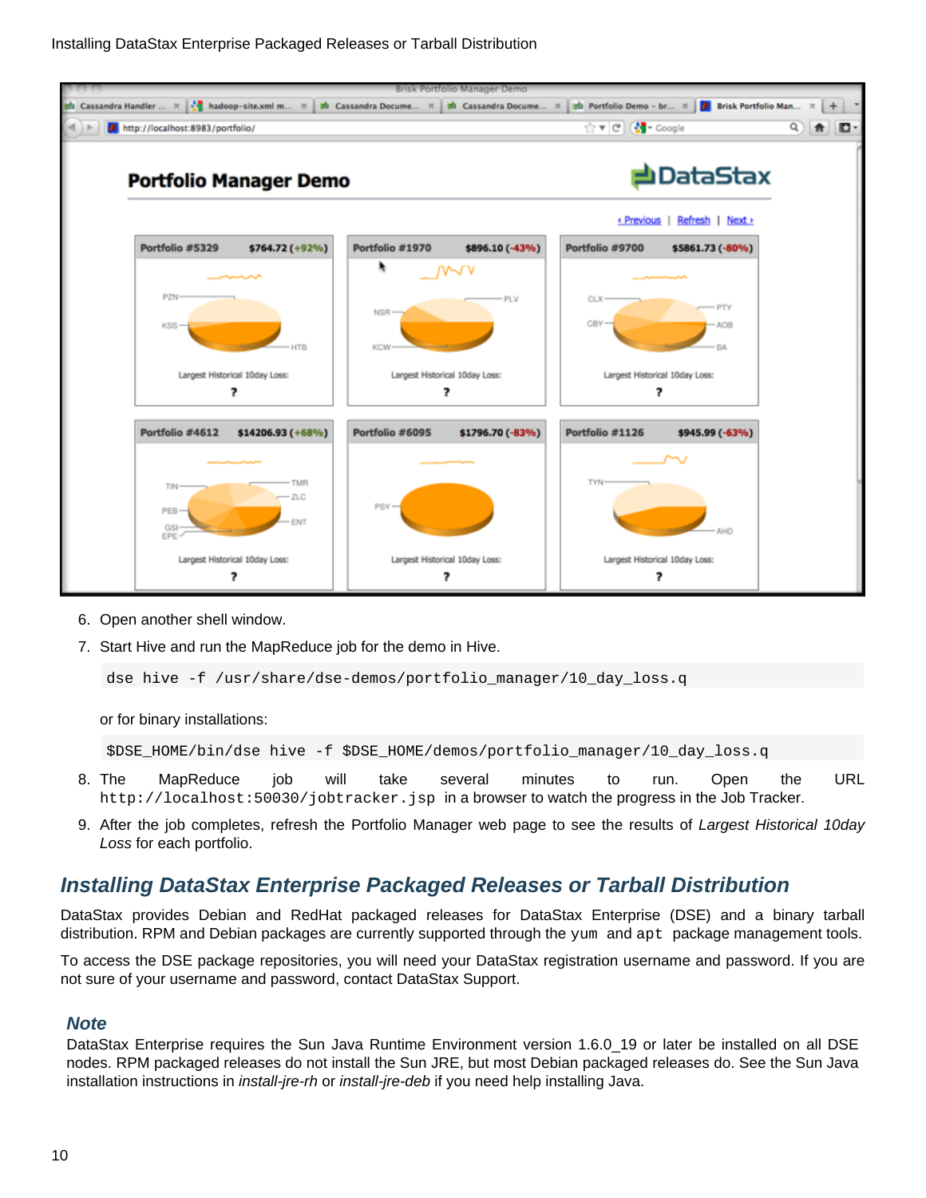6. Open another shell window.
7. Start Hive and run the MapReduce job for the demo in Hive.

```
dse hive -f /usr/share/dse-demos/portfolio_manager/10_day_loss.q
```

   or for binary installations:

```
$DSE_HOME/bin/dse hive -f $DSE_HOME/demos/portfolio_manager/10_day_loss.q
```

8. The MapReduce job will take several minutes to run. Open the URL `http://localhost:50030/jobtracker.jsp` in a browser to watch the progress in the Job Tracker.
9. After the job completes, refresh the Portfolio Manager web page to see the results of *Largest Historical 10day Loss* for each portfolio.

## *Installing DataStax Enterprise Packaged Releases or Tarball Distribution*

DataStax provides Debian and RedHat packaged releases for DataStax Enterprise (DSE) and a binary tarball distribution. RPM and Debian packages are currently supported through the `yum` and `apt` package management tools.

To access the DSE package repositories, you will need your DataStax registration username and password. If you are not sure of your username and password, contact DataStax Support.

### *Note*

DataStax Enterprise requires the Sun Java Runtime Environment version 1.6.0_19 or later be installed on all DSE nodes. RPM packaged releases do not install the Sun JRE, but most Debian packaged releases do. See the Sun Java installation instructions in *install-jre-rh* or *install-jre-deb* if you need help installing Java.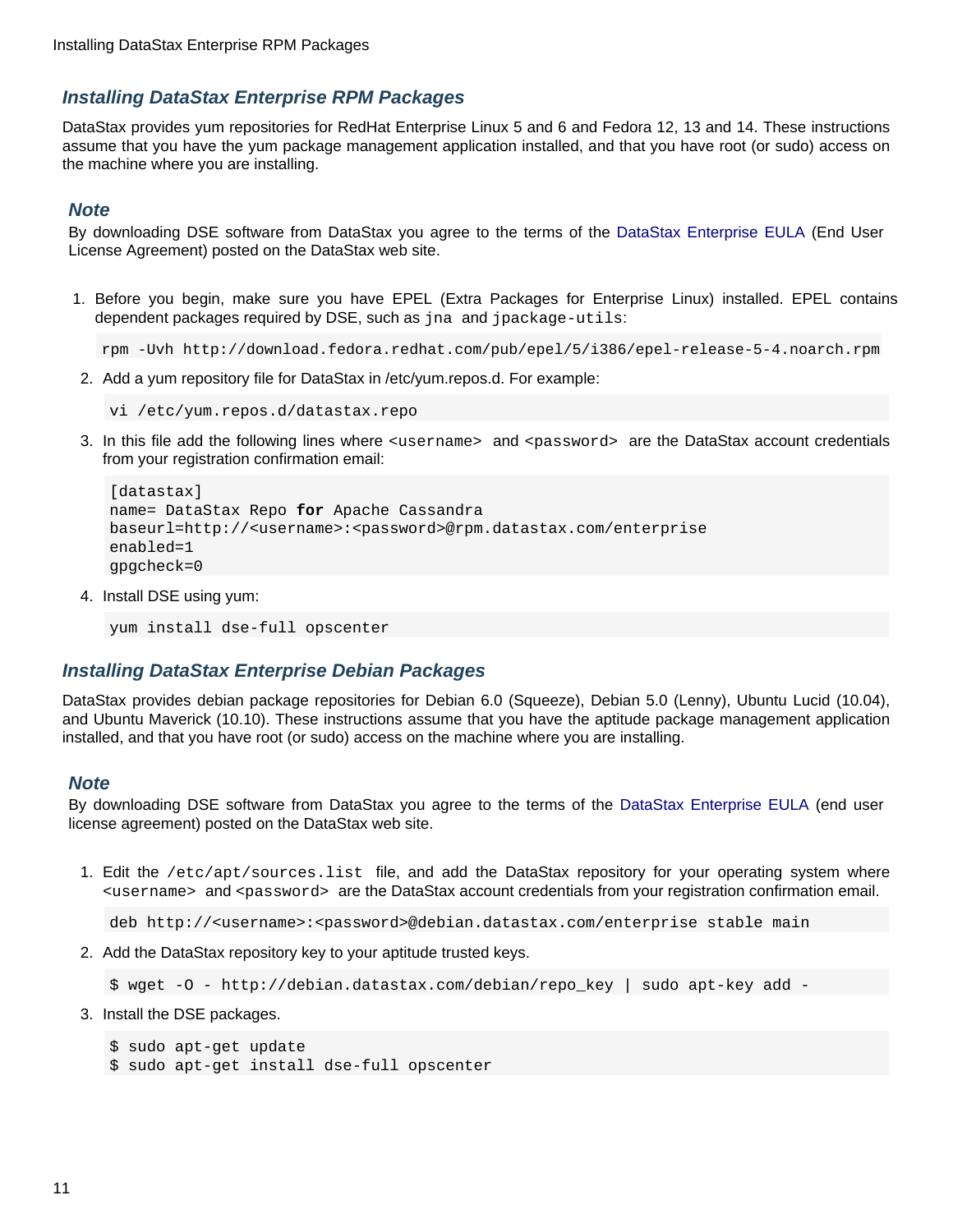## Installing DataStax Enterprise RPM Packages

DataStax provides yum repositories for RedHat Enterprise Linux 5 and 6 and Fedora 12, 13 and 14. These instructions assume that you have the yum package management application installed, and that you have root (or sudo) access on the machine where you are installing.

### Note

By downloading DSE software from DataStax you agree to the terms of the DataStax Enterprise EULA (End User License Agreement) posted on the DataStax web site.

1. Before you begin, make sure you have EPEL (Extra Packages for Enterprise Linux) installed. EPEL contains dependent packages required by DSE, such as `jna` and `jpackage-utils`:

   ```
   rpm -Uvh http://download.fedora.redhat.com/pub/epel/5/i386/epel-release-5-4.noarch.rpm
   ```

2. Add a yum repository file for DataStax in /etc/yum.repos.d. For example:

   ```
   vi /etc/yum.repos.d/datastax.repo
   ```

3. In this file add the following lines where `<username>` and `<password>` are the DataStax account credentials from your registration confirmation email:

   ```
   [datastax]
   name= DataStax Repo for Apache Cassandra
   baseurl=http://<username>:<password>@rpm.datastax.com/enterprise
   enabled=1
   gpgcheck=0
   ```

4. Install DSE using yum:

   ```
   yum install dse-full opscenter
   ```

## Installing DataStax Enterprise Debian Packages

DataStax provides debian package repositories for Debian 6.0 (Squeeze), Debian 5.0 (Lenny), Ubuntu Lucid (10.04), and Ubuntu Maverick (10.10). These instructions assume that you have the aptitude package management application installed, and that you have root (or sudo) access on the machine where you are installing.

### Note

By downloading DSE software from DataStax you agree to the terms of the DataStax Enterprise EULA (end user license agreement) posted on the DataStax web site.

1. Edit the `/etc/apt/sources.list` file, and add the DataStax repository for your operating system where `<username>` and `<password>` are the DataStax account credentials from your registration confirmation email.

   ```
   deb http://<username>:<password>@debian.datastax.com/enterprise stable main
   ```

2. Add the DataStax repository key to your aptitude trusted keys.

   ```
   $ wget -O - http://debian.datastax.com/debian/repo_key | sudo apt-key add -
   ```

3. Install the DSE packages.

   ```
   $ sudo apt-get update
   $ sudo apt-get install dse-full opscenter
   ```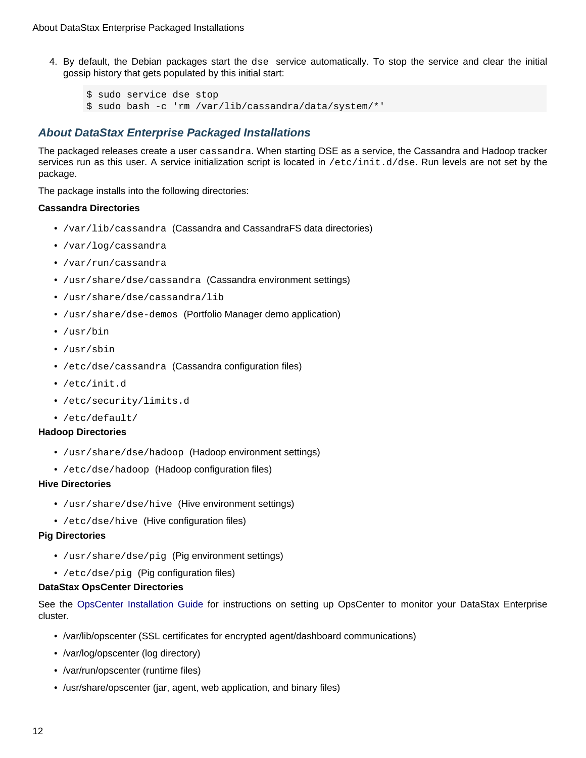4. By default, the Debian packages start the `dse` service automatically. To stop the service and clear the initial gossip history that gets populated by this initial start:

```
$ sudo service dse stop
$ sudo bash -c 'rm /var/lib/cassandra/data/system/*'
```

## *About DataStax Enterprise Packaged Installations*

The packaged releases create a user `cassandra`. When starting DSE as a service, the Cassandra and Hadoop tracker services run as this user. A service initialization script is located in `/etc/init.d/dse`. Run levels are not set by the package.

The package installs into the following directories:

**Cassandra Directories**

- `/var/lib/cassandra` (Cassandra and CassandraFS data directories)
- `/var/log/cassandra`
- `/var/run/cassandra`
- `/usr/share/dse/cassandra` (Cassandra environment settings)
- `/usr/share/dse/cassandra/lib`
- `/usr/share/dse-demos` (Portfolio Manager demo application)
- `/usr/bin`
- `/usr/sbin`
- `/etc/dse/cassandra` (Cassandra configuration files)
- `/etc/init.d`
- `/etc/security/limits.d`
- `/etc/default/`

**Hadoop Directories**

- `/usr/share/dse/hadoop` (Hadoop environment settings)
- `/etc/dse/hadoop` (Hadoop configuration files)

**Hive Directories**

- `/usr/share/dse/hive` (Hive environment settings)
- `/etc/dse/hive` (Hive configuration files)

**Pig Directories**

- `/usr/share/dse/pig` (Pig environment settings)
- `/etc/dse/pig` (Pig configuration files)

**DataStax OpsCenter Directories**

See the OpsCenter Installation Guide for instructions on setting up OpsCenter to monitor your DataStax Enterprise cluster.

- /var/lib/opscenter (SSL certificates for encrypted agent/dashboard communications)
- /var/log/opscenter (log directory)
- /var/run/opscenter (runtime files)
- /usr/share/opscenter (jar, agent, web application, and binary files)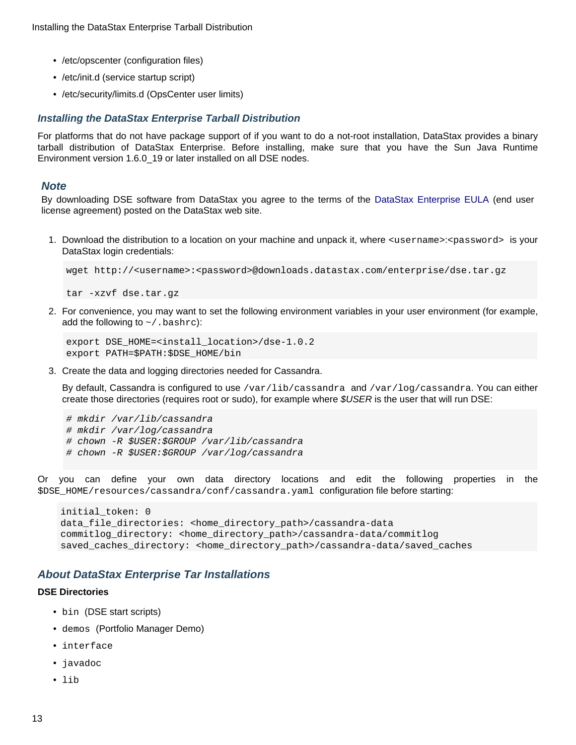- /etc/opscenter (configuration files)
- /etc/init.d (service startup script)
- /etc/security/limits.d (OpsCenter user limits)

### Installing the DataStax Enterprise Tarball Distribution

For platforms that do not have package support of if you want to do a not-root installation, DataStax provides a binary tarball distribution of DataStax Enterprise. Before installing, make sure that you have the Sun Java Runtime Environment version 1.6.0_19 or later installed on all DSE nodes.

#### Note

By downloading DSE software from DataStax you agree to the terms of the DataStax Enterprise EULA (end user license agreement) posted on the DataStax web site.

1. Download the distribution to a location on your machine and unpack it, where `<username>:<password>` is your DataStax login credentials:

   ```
   wget http://<username>:<password>@downloads.datastax.com/enterprise/dse.tar.gz

   tar -xzvf dse.tar.gz
   ```

2. For convenience, you may want to set the following environment variables in your user environment (for example, add the following to `~/.bashrc`):

   ```
   export DSE_HOME=<install_location>/dse-1.0.2
   export PATH=$PATH:$DSE_HOME/bin
   ```

3. Create the data and logging directories needed for Cassandra.

   By default, Cassandra is configured to use `/var/lib/cassandra` and `/var/log/cassandra`. You can either create those directories (requires root or sudo), for example where *$USER* is the user that will run DSE:

   ```
   # mkdir /var/lib/cassandra
   # mkdir /var/log/cassandra
   # chown -R $USER:$GROUP /var/lib/cassandra
   # chown -R $USER:$GROUP /var/log/cassandra
   ```

Or you can define your own data directory locations and edit the following properties in the `$DSE_HOME/resources/cassandra/conf/cassandra.yaml` configuration file before starting:

```
initial_token: 0
data_file_directories: <home_directory_path>/cassandra-data
commitlog_directory: <home_directory_path>/cassandra-data/commitlog
saved_caches_directory: <home_directory_path>/cassandra-data/saved_caches
```

### About DataStax Enterprise Tar Installations

**DSE Directories**

- `bin` (DSE start scripts)
- `demos` (Portfolio Manager Demo)
- `interface`
- `javadoc`
- `lib`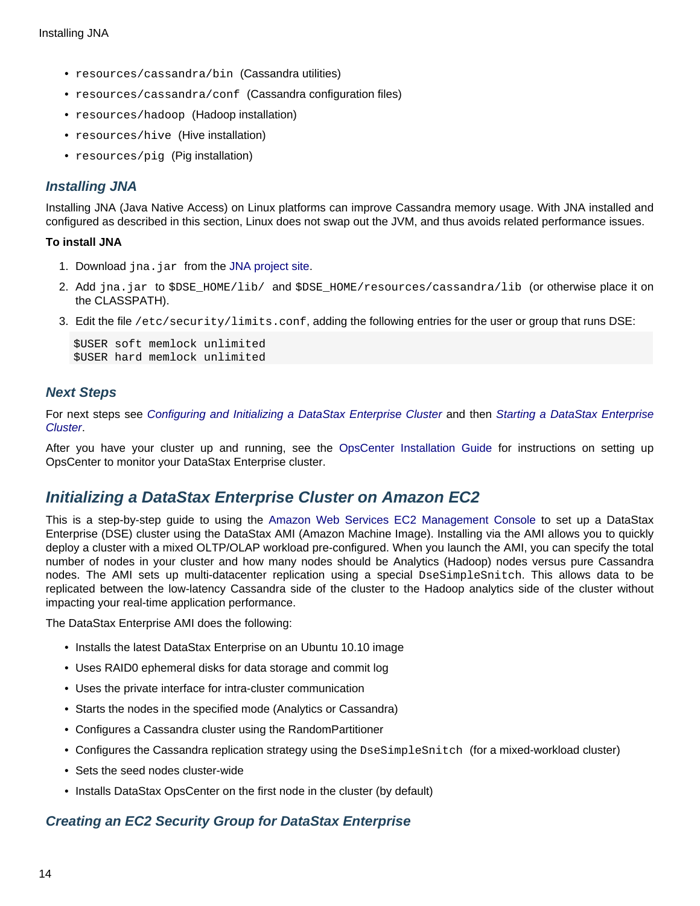- `resources/cassandra/bin` (Cassandra utilities)
- `resources/cassandra/conf` (Cassandra configuration files)
- `resources/hadoop` (Hadoop installation)
- `resources/hive` (Hive installation)
- `resources/pig` (Pig installation)

### *Installing JNA*

Installing JNA (Java Native Access) on Linux platforms can improve Cassandra memory usage. With JNA installed and configured as described in this section, Linux does not swap out the JVM, and thus avoids related performance issues.

**To install JNA**

1. Download `jna.jar` from the JNA project site.
2. Add `jna.jar` to `$DSE_HOME/lib/` and `$DSE_HOME/resources/cassandra/lib` (or otherwise place it on the CLASSPATH).
3. Edit the file `/etc/security/limits.conf`, adding the following entries for the user or group that runs DSE:

```
$USER soft memlock unlimited
$USER hard memlock unlimited
```

### *Next Steps*

For next steps see *Configuring and Initializing a DataStax Enterprise Cluster* and then *Starting a DataStax Enterprise Cluster*.

After you have your cluster up and running, see the OpsCenter Installation Guide for instructions on setting up OpsCenter to monitor your DataStax Enterprise cluster.

## *Initializing a DataStax Enterprise Cluster on Amazon EC2*

This is a step-by-step guide to using the Amazon Web Services EC2 Management Console to set up a DataStax Enterprise (DSE) cluster using the DataStax AMI (Amazon Machine Image). Installing via the AMI allows you to quickly deploy a cluster with a mixed OLTP/OLAP workload pre-configured. When you launch the AMI, you can specify the total number of nodes in your cluster and how many nodes should be Analytics (Hadoop) nodes versus pure Cassandra nodes. The AMI sets up multi-datacenter replication using a special `DseSimpleSnitch`. This allows data to be replicated between the low-latency Cassandra side of the cluster to the Hadoop analytics side of the cluster without impacting your real-time application performance.

The DataStax Enterprise AMI does the following:

- Installs the latest DataStax Enterprise on an Ubuntu 10.10 image
- Uses RAID0 ephemeral disks for data storage and commit log
- Uses the private interface for intra-cluster communication
- Starts the nodes in the specified mode (Analytics or Cassandra)
- Configures a Cassandra cluster using the RandomPartitioner
- Configures the Cassandra replication strategy using the `DseSimpleSnitch` (for a mixed-workload cluster)
- Sets the seed nodes cluster-wide
- Installs DataStax OpsCenter on the first node in the cluster (by default)

### *Creating an EC2 Security Group for DataStax Enterprise*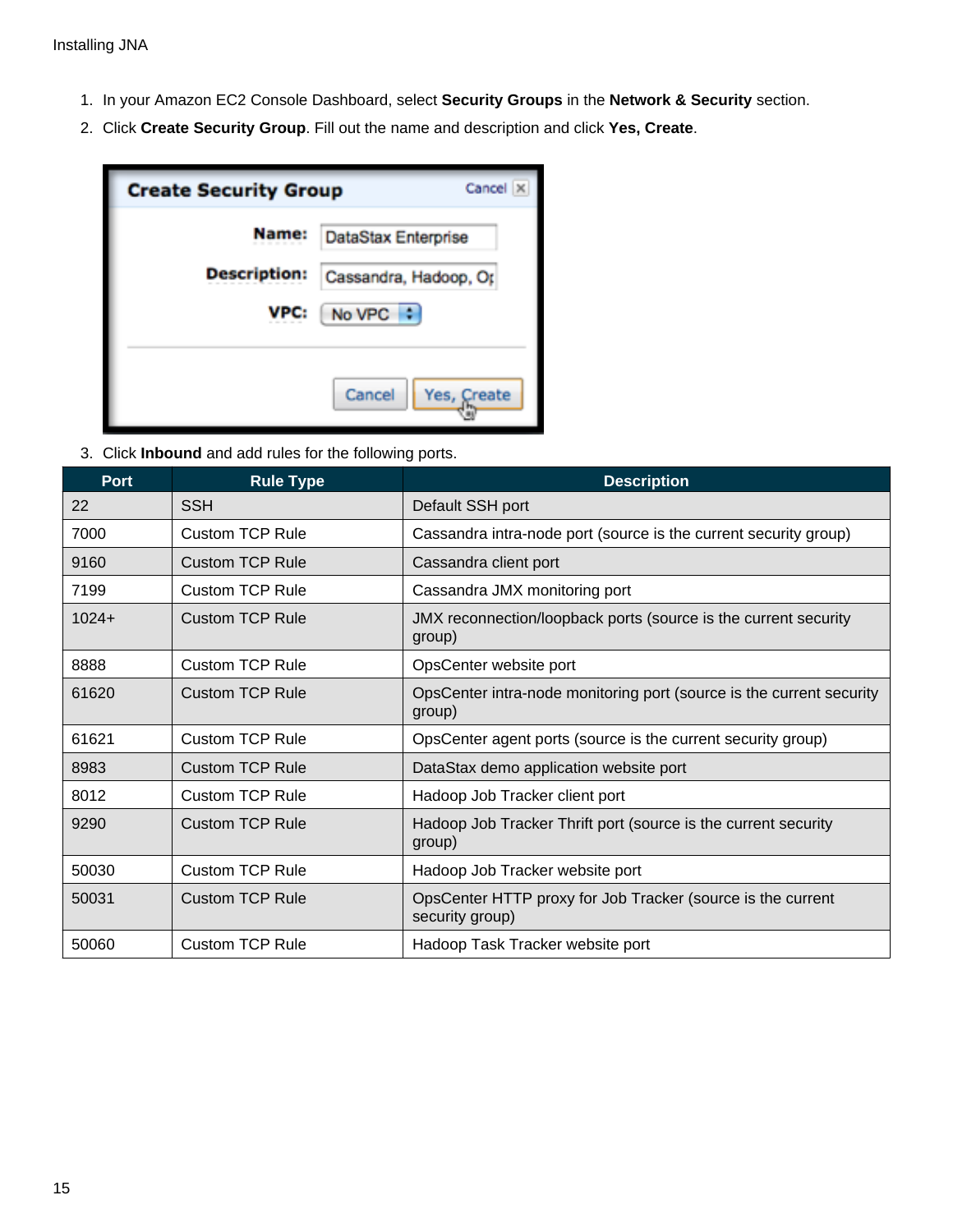1. In your Amazon EC2 Console Dashboard, select **Security Groups** in the **Network & Security** section.
2. Click **Create Security Group**. Fill out the name and description and click **Yes, Create**.
3. Click **Inbound** and add rules for the following ports.

| Port | Rule Type | Description |
|---|---|---|
| 22 | SSH | Default SSH port |
| 7000 | Custom TCP Rule | Cassandra intra-node port (source is the current security group) |
| 9160 | Custom TCP Rule | Cassandra client port |
| 7199 | Custom TCP Rule | Cassandra JMX monitoring port |
| 1024+ | Custom TCP Rule | JMX reconnection/loopback ports (source is the current security group) |
| 8888 | Custom TCP Rule | OpsCenter website port |
| 61620 | Custom TCP Rule | OpsCenter intra-node monitoring port (source is the current security group) |
| 61621 | Custom TCP Rule | OpsCenter agent ports (source is the current security group) |
| 8983 | Custom TCP Rule | DataStax demo application website port |
| 8012 | Custom TCP Rule | Hadoop Job Tracker client port |
| 9290 | Custom TCP Rule | Hadoop Job Tracker Thrift port (source is the current security group) |
| 50030 | Custom TCP Rule | Hadoop Job Tracker website port |
| 50031 | Custom TCP Rule | OpsCenter HTTP proxy for Job Tracker (source is the current security group) |
| 50060 | Custom TCP Rule | Hadoop Task Tracker website port |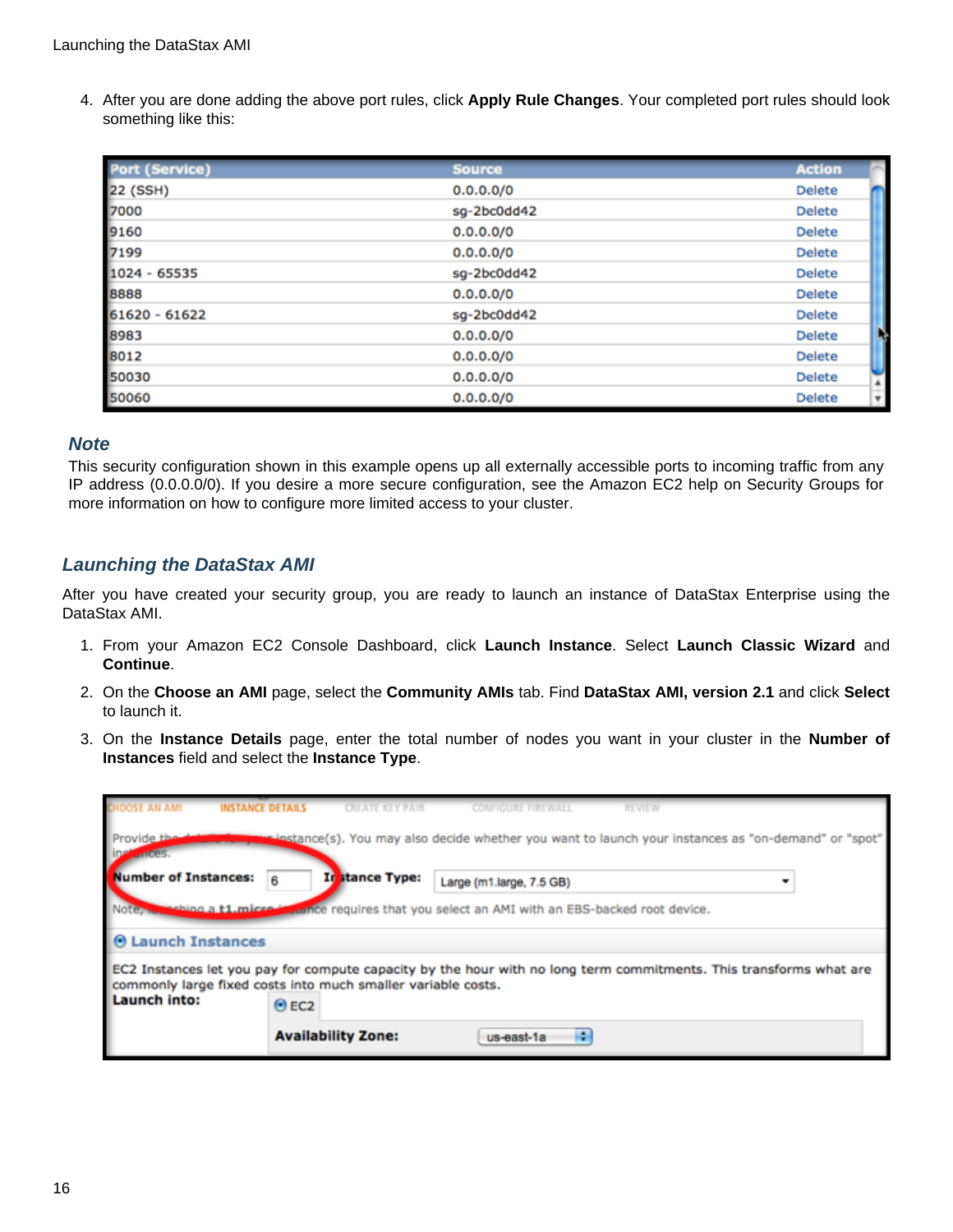4. After you are done adding the above port rules, click **Apply Rule Changes**. Your completed port rules should look something like this:

| Port (Service) | Source | Action |
| --- | --- | --- |
| 22 (SSH) | 0.0.0.0/0 | Delete |
| 7000 | sg-2bc0dd42 | Delete |
| 9160 | 0.0.0.0/0 | Delete |
| 7199 | 0.0.0.0/0 | Delete |
| 1024 - 65535 | sg-2bc0dd42 | Delete |
| 8888 | 0.0.0.0/0 | Delete |
| 61620 - 61622 | sg-2bc0dd42 | Delete |
| 8983 | 0.0.0.0/0 | Delete |
| 8012 | 0.0.0.0/0 | Delete |
| 50030 | 0.0.0.0/0 | Delete |
| 50060 | 0.0.0.0/0 | Delete |

### *Note*

This security configuration shown in this example opens up all externally accessible ports to incoming traffic from any IP address (0.0.0.0/0). If you desire a more secure configuration, see the Amazon EC2 help on Security Groups for more information on how to configure more limited access to your cluster.

## *Launching the DataStax AMI*

After you have created your security group, you are ready to launch an instance of DataStax Enterprise using the DataStax AMI.

1. From your Amazon EC2 Console Dashboard, click **Launch Instance**. Select **Launch Classic Wizard** and **Continue**.
2. On the **Choose an AMI** page, select the **Community AMIs** tab. Find **DataStax AMI, version 2.1** and click **Select** to launch it.
3. On the **Instance Details** page, enter the total number of nodes you want in your cluster in the **Number of Instances** field and select the **Instance Type**.

CHOOSE AN AMI | INSTANCE DETAILS | CREATE KEY PAIR | CONFIGURE FIREWALL | REVIEW

Provide the details for your instance(s). You may also decide whether you want to launch your instances as "on-demand" or "spot" instances.

**Number of Instances:** 6 **Instance Type:** Large (m1.large, 7.5 GB)

Note, launching a t1.micro instance requires that you select an AMI with an EBS-backed root device.

**Launch Instances**

EC2 Instances let you pay for compute capacity by the hour with no long term commitments. This transforms what are commonly large fixed costs into much smaller variable costs.

**Launch into:** EC2

**Availability Zone:** us-east-1a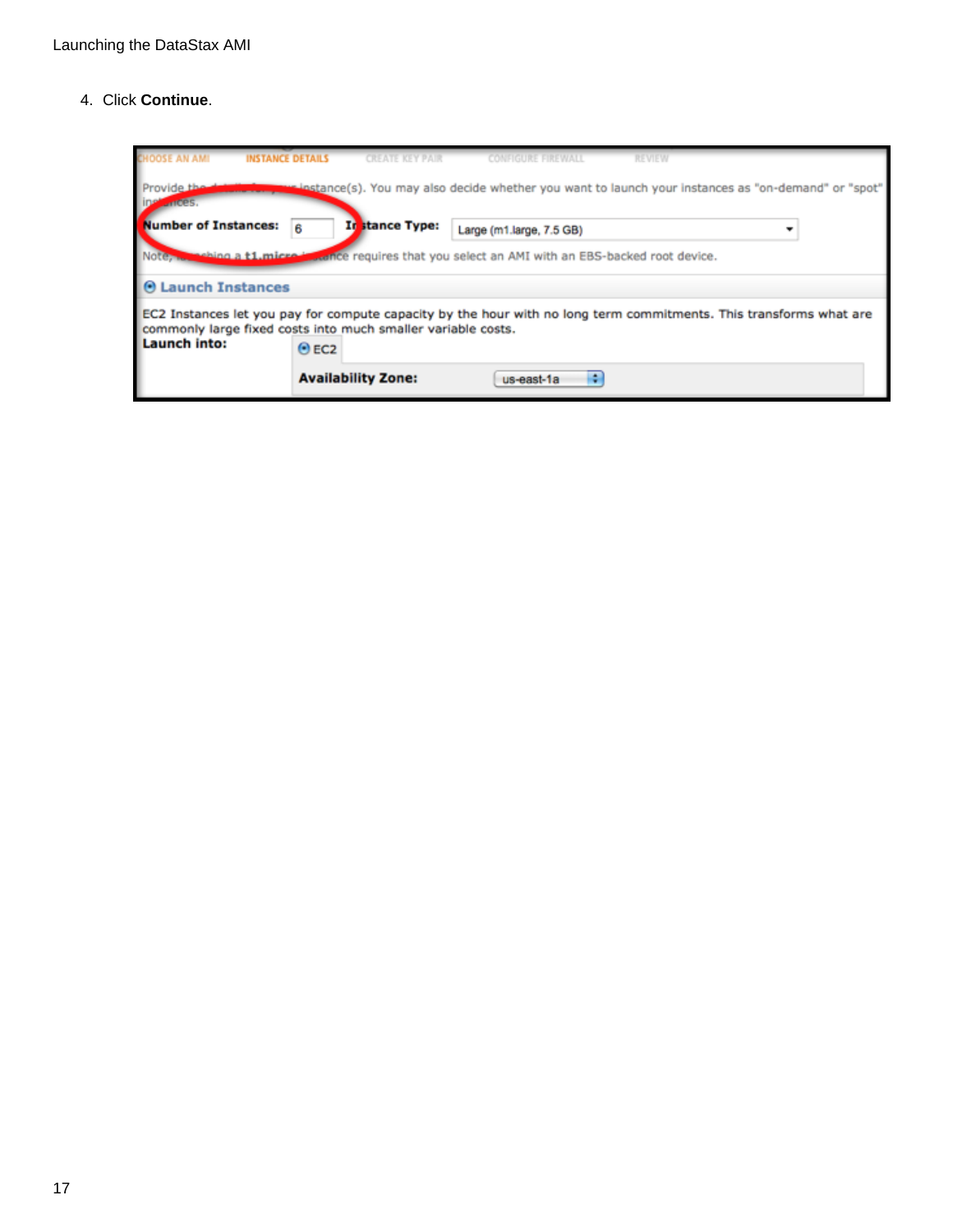4. Click **Continue**.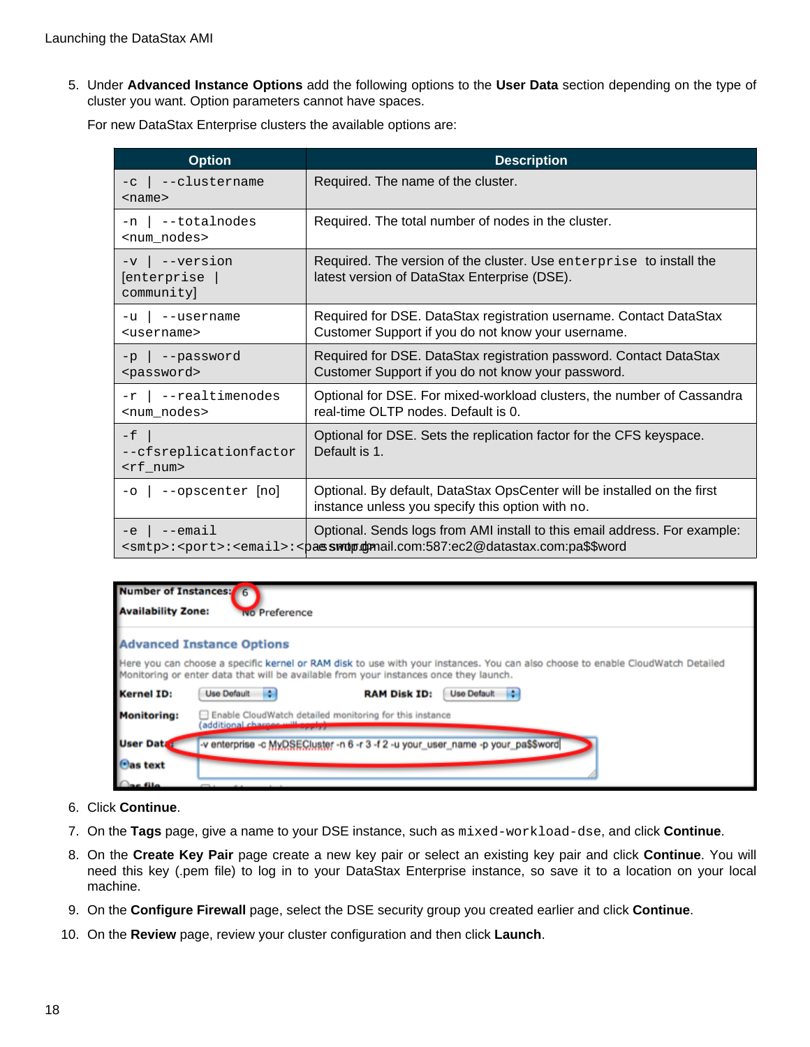5. Under **Advanced Instance Options** add the following options to the **User Data** section depending on the type of cluster you want. Option parameters cannot have spaces.

   For new DataStax Enterprise clusters the available options are:

| Option | Description |
|---|---|
| `-c \| --clustername <name>` | Required. The name of the cluster. |
| `-n \| --totalnodes <num_nodes>` | Required. The total number of nodes in the cluster. |
| `-v \| --version [enterprise \| community]` | Required. The version of the cluster. Use `enterprise` to install the latest version of DataStax Enterprise (DSE). |
| `-u \| --username <username>` | Required for DSE. DataStax registration username. Contact DataStax Customer Support if you do not know your username. |
| `-p \| --password <password>` | Required for DSE. DataStax registration password. Contact DataStax Customer Support if you do not know your password. |
| `-r \| --realtimenodes <num_nodes>` | Optional for DSE. For mixed-workload clusters, the number of Cassandra real-time OLTP nodes. Default is 0. |
| `-f \| --cfsreplicationfactor <rf_num>` | Optional for DSE. Sets the replication factor for the CFS keyspace. Default is 1. |
| `-o \| --opscenter [no]` | Optional. By default, DataStax OpsCenter will be installed on the first instance unless you specify this option with `no`. |
| `-e \| --email <smtp>:<port>:<email>:<password>` | Optional. Sends logs from AMI install to this email address. For example: smtp.gmail.com:587:ec2@datastax.com:pa$$word |

6. Click **Continue**.
7. On the **Tags** page, give a name to your DSE instance, such as `mixed-workload-dse`, and click **Continue**.
8. On the **Create Key Pair** page create a new key pair or select an existing key pair and click **Continue**. You will need this key (.pem file) to log in to your DataStax Enterprise instance, so save it to a location on your local machine.
9. On the **Configure Firewall** page, select the DSE security group you created earlier and click **Continue**.
10. On the **Review** page, review your cluster configuration and then click **Launch**.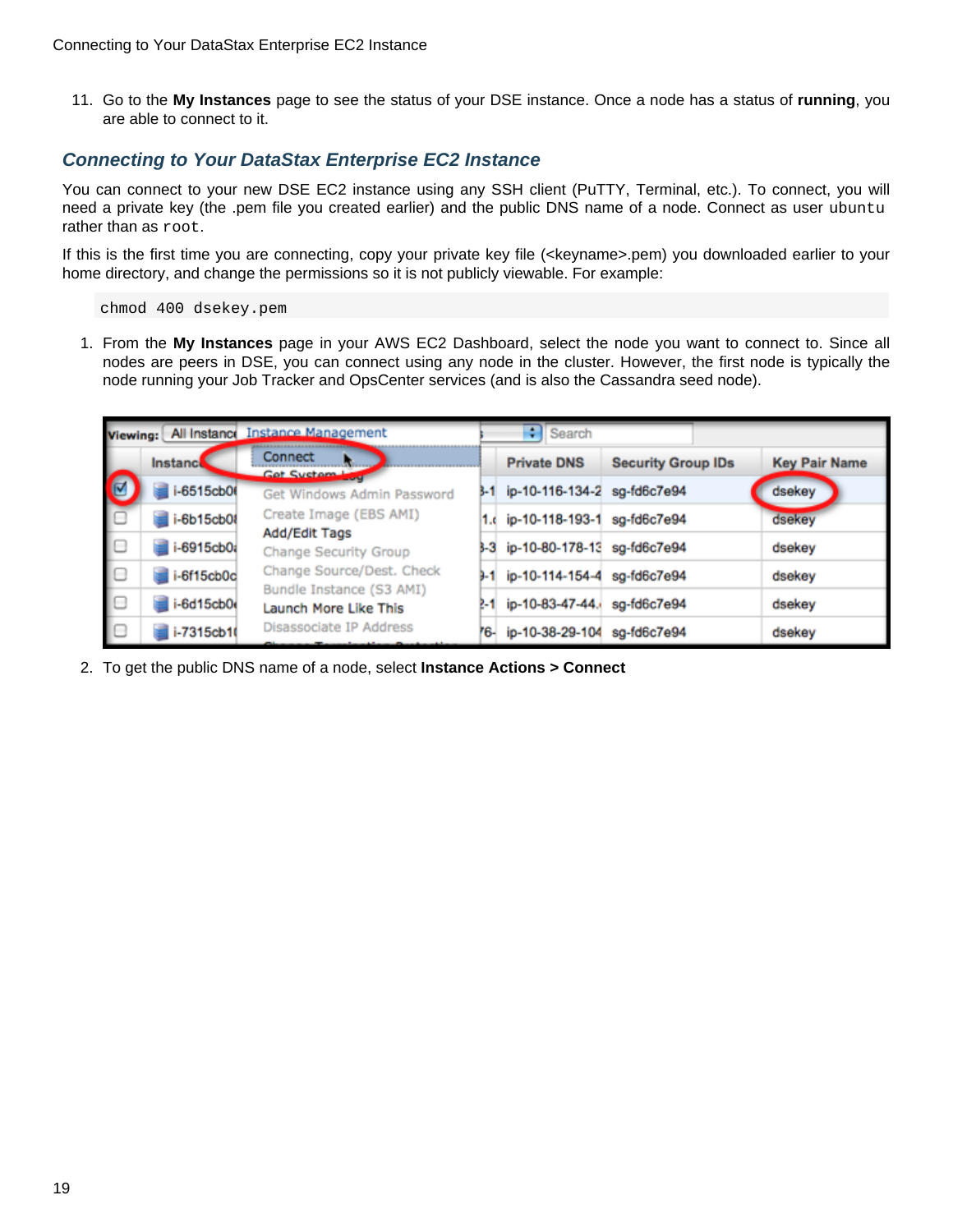11. Go to the **My Instances** page to see the status of your DSE instance. Once a node has a status of **running**, you are able to connect to it.

### *Connecting to Your DataStax Enterprise EC2 Instance*

You can connect to your new DSE EC2 instance using any SSH client (PuTTY, Terminal, etc.). To connect, you will need a private key (the .pem file you created earlier) and the public DNS name of a node. Connect as user `ubuntu` rather than as `root`.

If this is the first time you are connecting, copy your private key file (<keyname>.pem) you downloaded earlier to your home directory, and change the permissions so it is not publicly viewable. For example:

```
chmod 400 dsekey.pem
```

1. From the **My Instances** page in your AWS EC2 Dashboard, select the node you want to connect to. Since all nodes are peers in DSE, you can connect using any node in the cluster. However, the first node is typically the node running your Job Tracker and OpsCenter services (and is also the Cassandra seed node).
2. To get the public DNS name of a node, select **Instance Actions > Connect**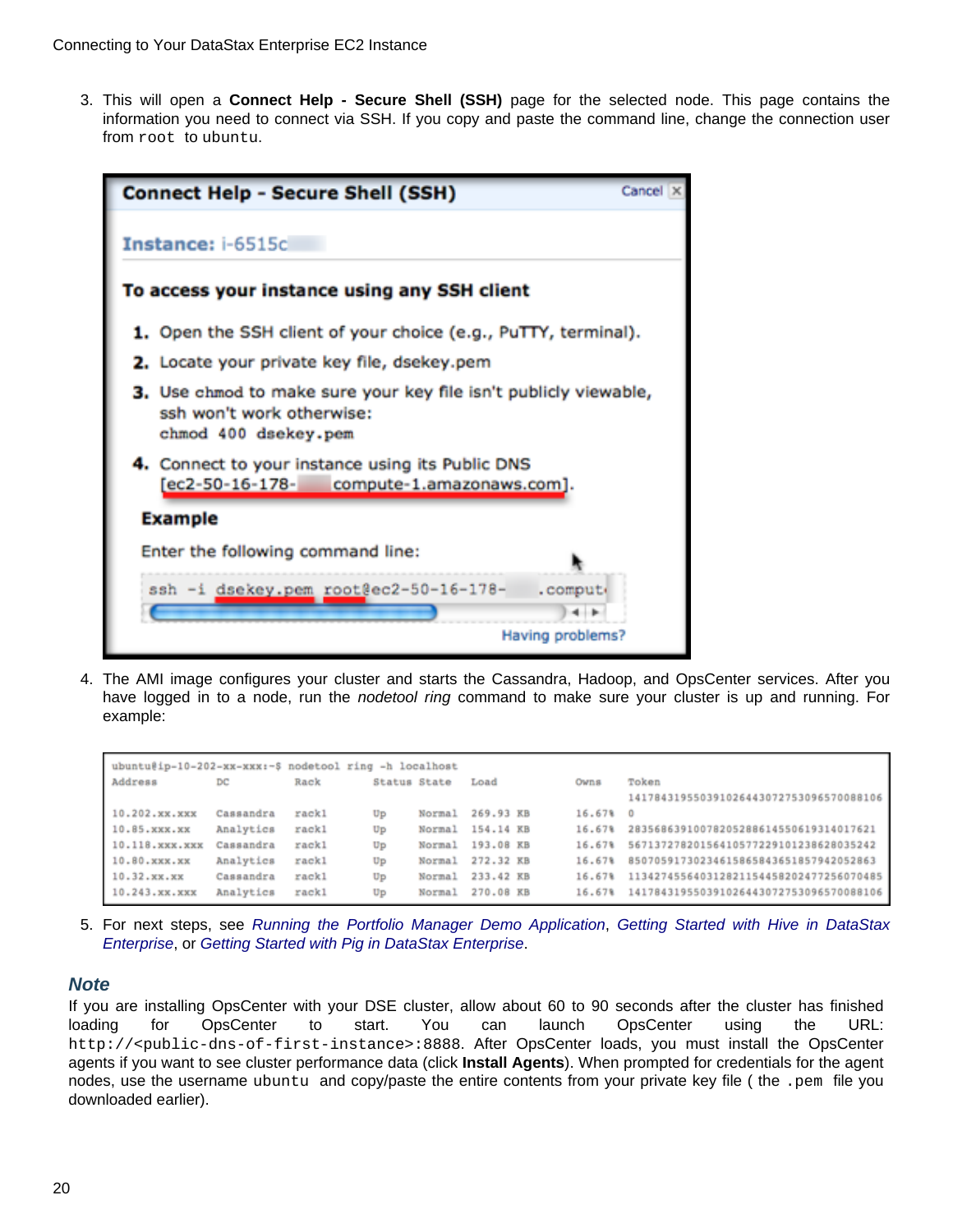3. This will open a **Connect Help - Secure Shell (SSH)** page for the selected node. This page contains the information you need to connect via SSH. If you copy and paste the command line, change the connection user from `root` to `ubuntu`.

4. The AMI image configures your cluster and starts the Cassandra, Hadoop, and OpsCenter services. After you have logged in to a node, run the *nodetool ring* command to make sure your cluster is up and running. For example:

```
ubuntu@ip-10-202-xx-xxx:~$ nodetool ring -h localhost
Address          DC         Rack     Status State   Load        Owns    Token
                                                                        141784319550391026443072753096570088106
10.202.xx.xxx    Cassandra  rack1    Up     Normal  269.93 KB   16.67%  0
10.85.xxx.xx     Analytics  rack1    Up     Normal  154.14 KB   16.67%  28356863910078205288614550619314017621
10.118.xxx.xxx   Cassandra  rack1    Up     Normal  193.08 KB   16.67%  56713727820156410577229101238628035242
10.80.xxx.xx     Analytics  rack1    Up     Normal  272.32 KB   16.67%  85070591730234615865843651857942052863
10.32.xx.xx      Cassandra  rack1    Up     Normal  233.42 KB   16.67%  113427455640312821154458202477256070485
10.243.xx.xxx    Analytics  rack1    Up     Normal  270.08 KB   16.67%  141784319550391026443072753096570088106
```

5. For next steps, see *Running the Portfolio Manager Demo Application*, *Getting Started with Hive in DataStax Enterprise*, or *Getting Started with Pig in DataStax Enterprise*.

### Note

If you are installing OpsCenter with your DSE cluster, allow about 60 to 90 seconds after the cluster has finished loading for OpsCenter to start. You can launch OpsCenter using the URL: `http://<public-dns-of-first-instance>:8888`. After OpsCenter loads, you must install the OpsCenter agents if you want to see cluster performance data (click **Install Agents**). When prompted for credentials for the agent nodes, use the username `ubuntu` and copy/paste the entire contents from your private key file ( the `.pem` file you downloaded earlier).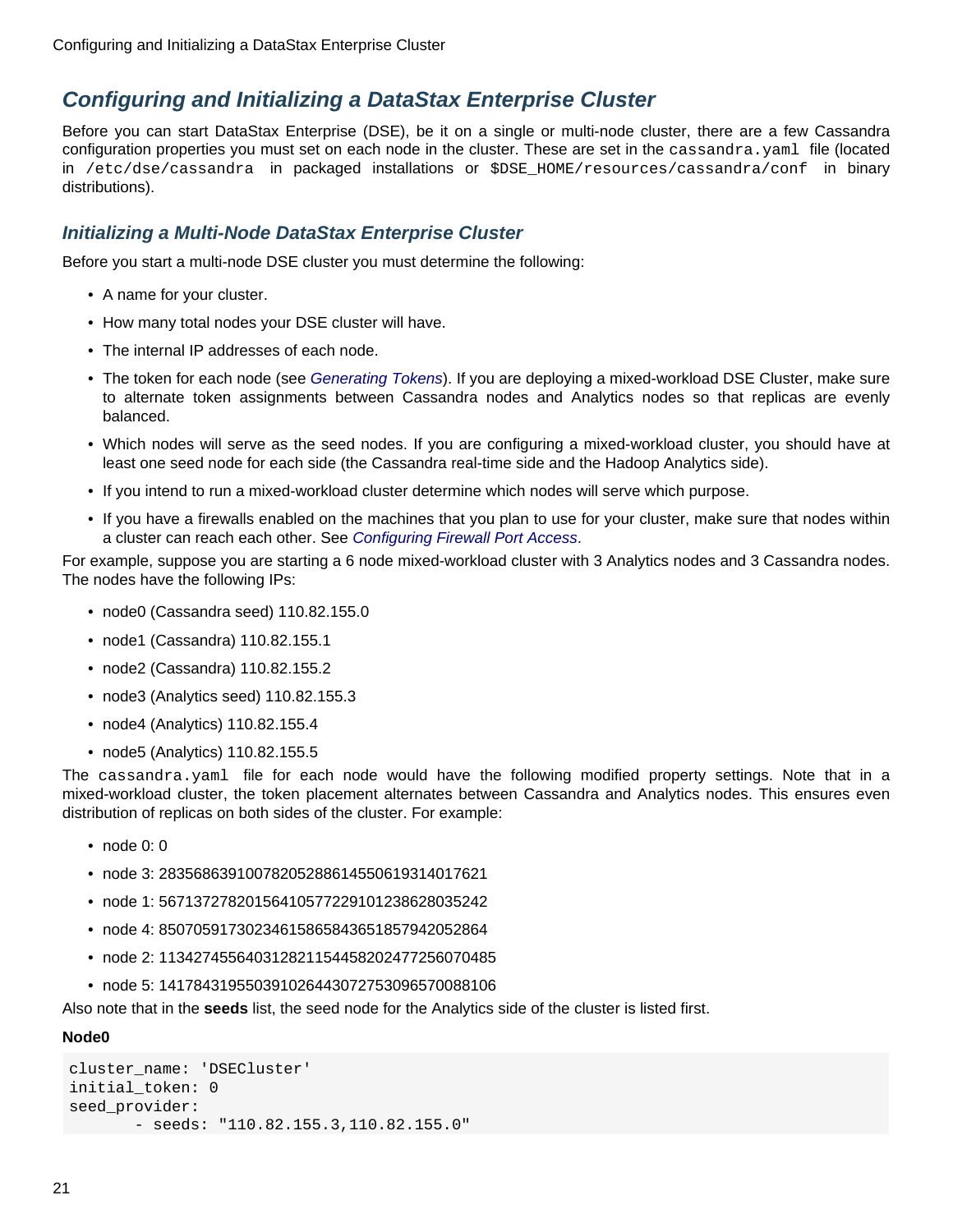## *Configuring and Initializing a DataStax Enterprise Cluster*

Before you can start DataStax Enterprise (DSE), be it on a single or multi-node cluster, there are a few Cassandra configuration properties you must set on each node in the cluster. These are set in the `cassandra.yaml` file (located in `/etc/dse/cassandra` in packaged installations or `$DSE_HOME/resources/cassandra/conf` in binary distributions).

### *Initializing a Multi-Node DataStax Enterprise Cluster*

Before you start a multi-node DSE cluster you must determine the following:

- A name for your cluster.
- How many total nodes your DSE cluster will have.
- The internal IP addresses of each node.
- The token for each node (see *Generating Tokens*). If you are deploying a mixed-workload DSE Cluster, make sure to alternate token assignments between Cassandra nodes and Analytics nodes so that replicas are evenly balanced.
- Which nodes will serve as the seed nodes. If you are configuring a mixed-workload cluster, you should have at least one seed node for each side (the Cassandra real-time side and the Hadoop Analytics side).
- If you intend to run a mixed-workload cluster determine which nodes will serve which purpose.
- If you have a firewalls enabled on the machines that you plan to use for your cluster, make sure that nodes within a cluster can reach each other. See *Configuring Firewall Port Access*.

For example, suppose you are starting a 6 node mixed-workload cluster with 3 Analytics nodes and 3 Cassandra nodes. The nodes have the following IPs:

- node0 (Cassandra seed) 110.82.155.0
- node1 (Cassandra) 110.82.155.1
- node2 (Cassandra) 110.82.155.2
- node3 (Analytics seed) 110.82.155.3
- node4 (Analytics) 110.82.155.4
- node5 (Analytics) 110.82.155.5

The `cassandra.yaml` file for each node would have the following modified property settings. Note that in a mixed-workload cluster, the token placement alternates between Cassandra and Analytics nodes. This ensures even distribution of replicas on both sides of the cluster. For example:

- node 0: 0
- node 3: 28356863910078205288614550619314017621
- node 1: 56713727820156410577229101238628035242
- node 4: 85070591730234615865843651857942052864
- node 2: 113427455640312821154458202477256070485
- node 5: 141784319550391026443072753096570088106

Also note that in the **seeds** list, the seed node for the Analytics side of the cluster is listed first.

**Node0**

```
cluster_name: 'DSECluster'
initial_token: 0
seed_provider:
       - seeds: "110.82.155.3,110.82.155.0"
```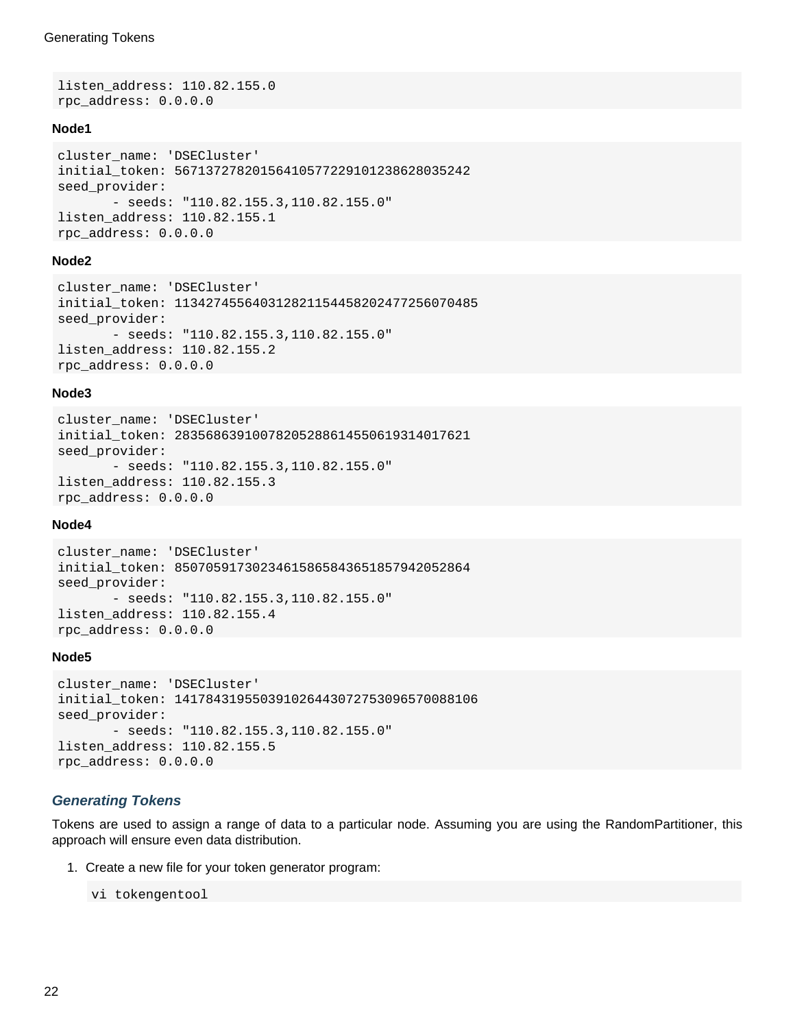```
listen_address: 110.82.155.0
rpc_address: 0.0.0.0
```

**Node1**

```
cluster_name: 'DSECluster'
initial_token: 56713727820156410577229101238628035242
seed_provider:
       - seeds: "110.82.155.3,110.82.155.0"
listen_address: 110.82.155.1
rpc_address: 0.0.0.0
```

**Node2**

```
cluster_name: 'DSECluster'
initial_token: 113427455640312821154458202477256070485
seed_provider:
       - seeds: "110.82.155.3,110.82.155.0"
listen_address: 110.82.155.2
rpc_address: 0.0.0.0
```

**Node3**

```
cluster_name: 'DSECluster'
initial_token: 28356863910078205288614550619314017621
seed_provider:
       - seeds: "110.82.155.3,110.82.155.0"
listen_address: 110.82.155.3
rpc_address: 0.0.0.0
```

**Node4**

```
cluster_name: 'DSECluster'
initial_token: 85070591730234615865843651857942052864
seed_provider:
       - seeds: "110.82.155.3,110.82.155.0"
listen_address: 110.82.155.4
rpc_address: 0.0.0.0
```

**Node5**

```
cluster_name: 'DSECluster'
initial_token: 141784319550391026443072753096570088106
seed_provider:
       - seeds: "110.82.155.3,110.82.155.0"
listen_address: 110.82.155.5
rpc_address: 0.0.0.0
```

### *Generating Tokens*

Tokens are used to assign a range of data to a particular node. Assuming you are using the RandomPartitioner, this approach will ensure even data distribution.

1. Create a new file for your token generator program:

   ```
   vi tokengentool
   ```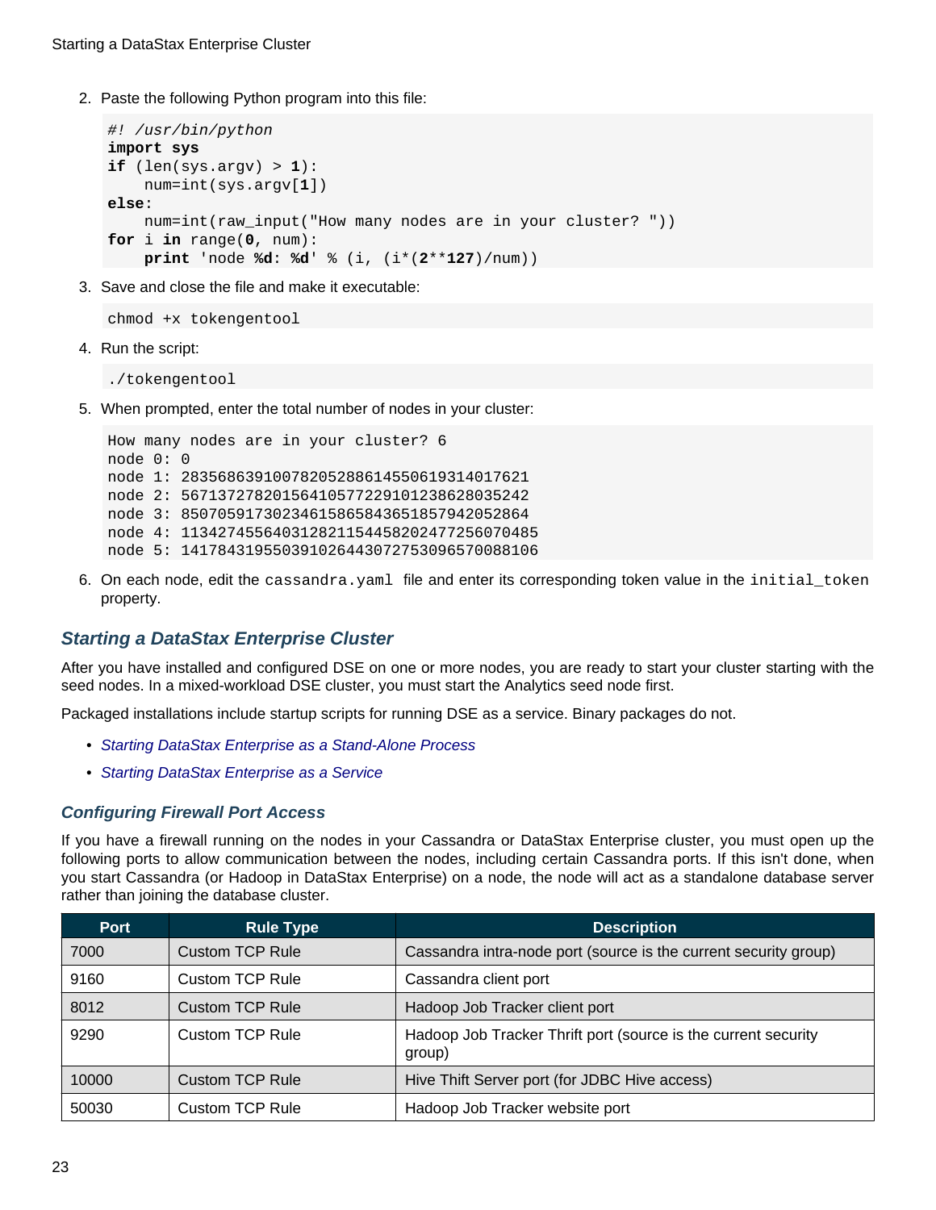2. Paste the following Python program into this file:

```
#! /usr/bin/python
import sys
if (len(sys.argv) > 1):
    num=int(sys.argv[1])
else:
    num=int(raw_input("How many nodes are in your cluster? "))
for i in range(0, num):
    print 'node %d: %d' % (i, (i*(2**127)/num))
```

3. Save and close the file and make it executable:

```
chmod +x tokengentool
```

4. Run the script:

```
./tokengentool
```

5. When prompted, enter the total number of nodes in your cluster:

```
How many nodes are in your cluster? 6
node 0: 0
node 1: 28356863910078205288614550619314017621
node 2: 56713727820156410577229101238628035242
node 3: 85070591730234615865843651857942052864
node 4: 113427455640312821154458202477256070485
node 5: 141784319550391026443072753096570088106
```

6. On each node, edit the `cassandra.yaml` file and enter its corresponding token value in the `initial_token` property.

## Starting a DataStax Enterprise Cluster

After you have installed and configured DSE on one or more nodes, you are ready to start your cluster starting with the seed nodes. In a mixed-workload DSE cluster, you must start the Analytics seed node first.

Packaged installations include startup scripts for running DSE as a service. Binary packages do not.

- *Starting DataStax Enterprise as a Stand-Alone Process*
- *Starting DataStax Enterprise as a Service*

### Configuring Firewall Port Access

If you have a firewall running on the nodes in your Cassandra or DataStax Enterprise cluster, you must open up the following ports to allow communication between the nodes, including certain Cassandra ports. If this isn't done, when you start Cassandra (or Hadoop in DataStax Enterprise) on a node, the node will act as a standalone database server rather than joining the database cluster.

| Port | Rule Type | Description |
| --- | --- | --- |
| 7000 | Custom TCP Rule | Cassandra intra-node port (source is the current security group) |
| 9160 | Custom TCP Rule | Cassandra client port |
| 8012 | Custom TCP Rule | Hadoop Job Tracker client port |
| 9290 | Custom TCP Rule | Hadoop Job Tracker Thrift port (source is the current security group) |
| 10000 | Custom TCP Rule | Hive Thift Server port (for JDBC Hive access) |
| 50030 | Custom TCP Rule | Hadoop Job Tracker website port |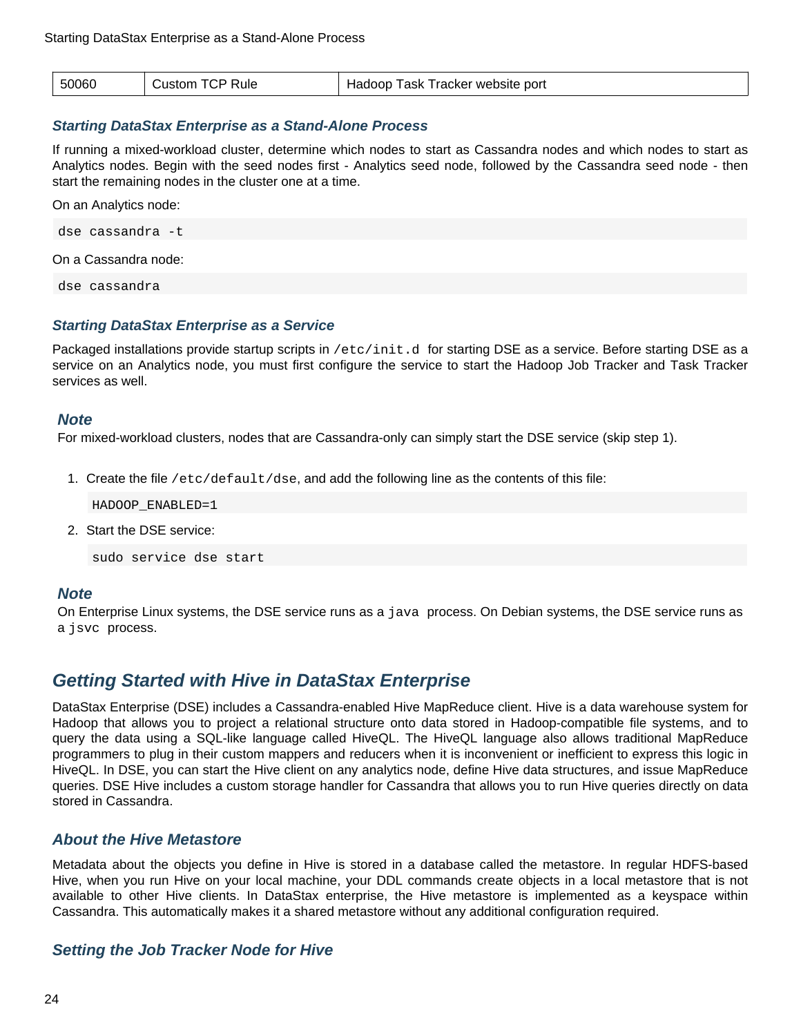| | | |
|---|---|---|
| 50060 | Custom TCP Rule | Hadoop Task Tracker website port |

### Starting DataStax Enterprise as a Stand-Alone Process

If running a mixed-workload cluster, determine which nodes to start as Cassandra nodes and which nodes to start as Analytics nodes. Begin with the seed nodes first - Analytics seed node, followed by the Cassandra seed node - then start the remaining nodes in the cluster one at a time.

On an Analytics node:

```
dse cassandra -t
```

On a Cassandra node:

```
dse cassandra
```

### Starting DataStax Enterprise as a Service

Packaged installations provide startup scripts in `/etc/init.d` for starting DSE as a service. Before starting DSE as a service on an Analytics node, you must first configure the service to start the Hadoop Job Tracker and Task Tracker services as well.

#### Note

For mixed-workload clusters, nodes that are Cassandra-only can simply start the DSE service (skip step 1).

1. Create the file `/etc/default/dse`, and add the following line as the contents of this file:

   ```
   HADOOP_ENABLED=1
   ```

2. Start the DSE service:

   ```
   sudo service dse start
   ```

#### Note

On Enterprise Linux systems, the DSE service runs as a `java` process. On Debian systems, the DSE service runs as a `jsvc` process.

## Getting Started with Hive in DataStax Enterprise

DataStax Enterprise (DSE) includes a Cassandra-enabled Hive MapReduce client. Hive is a data warehouse system for Hadoop that allows you to project a relational structure onto data stored in Hadoop-compatible file systems, and to query the data using a SQL-like language called HiveQL. The HiveQL language also allows traditional MapReduce programmers to plug in their custom mappers and reducers when it is inconvenient or inefficient to express this logic in HiveQL. In DSE, you can start the Hive client on any analytics node, define Hive data structures, and issue MapReduce queries. DSE Hive includes a custom storage handler for Cassandra that allows you to run Hive queries directly on data stored in Cassandra.

### About the Hive Metastore

Metadata about the objects you define in Hive is stored in a database called the metastore. In regular HDFS-based Hive, when you run Hive on your local machine, your DDL commands create objects in a local metastore that is not available to other Hive clients. In DataStax enterprise, the Hive metastore is implemented as a keyspace within Cassandra. This automatically makes it a shared metastore without any additional configuration required.

### Setting the Job Tracker Node for Hive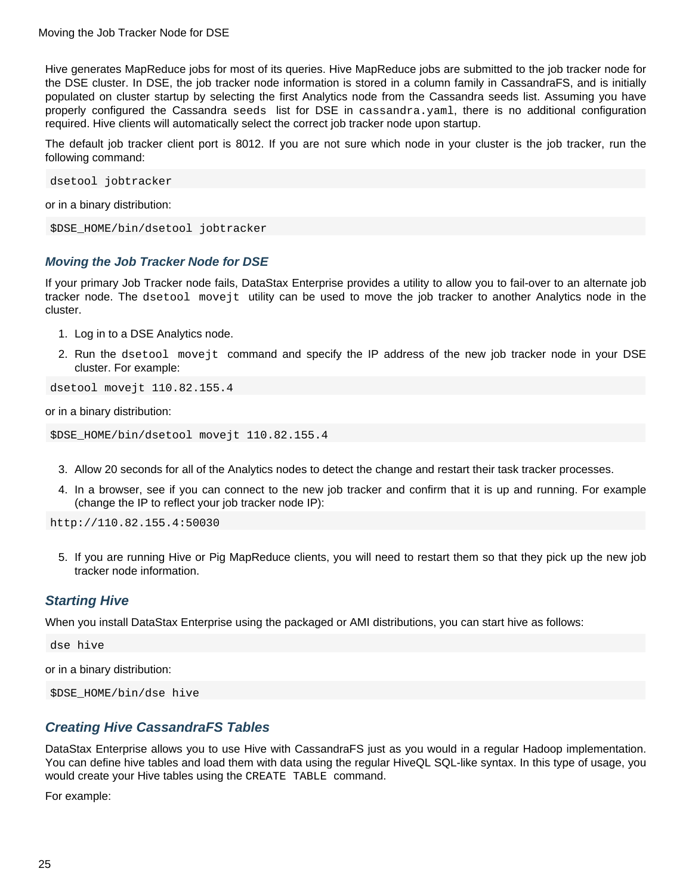Hive generates MapReduce jobs for most of its queries. Hive MapReduce jobs are submitted to the job tracker node for the DSE cluster. In DSE, the job tracker node information is stored in a column family in CassandraFS, and is initially populated on cluster startup by selecting the first Analytics node from the Cassandra seeds list. Assuming you have properly configured the Cassandra `seeds` list for DSE in `cassandra.yaml`, there is no additional configuration required. Hive clients will automatically select the correct job tracker node upon startup.

The default job tracker client port is 8012. If you are not sure which node in your cluster is the job tracker, run the following command:

```
dsetool jobtracker
```

or in a binary distribution:

```
$DSE_HOME/bin/dsetool jobtracker
```

### Moving the Job Tracker Node for DSE

If your primary Job Tracker node fails, DataStax Enterprise provides a utility to allow you to fail-over to an alternate job tracker node. The `dsetool movejt` utility can be used to move the job tracker to another Analytics node in the cluster.

1. Log in to a DSE Analytics node.
2. Run the `dsetool movejt` command and specify the IP address of the new job tracker node in your DSE cluster. For example:

```
dsetool movejt 110.82.155.4
```

or in a binary distribution:

```
$DSE_HOME/bin/dsetool movejt 110.82.155.4
```

3. Allow 20 seconds for all of the Analytics nodes to detect the change and restart their task tracker processes.
4. In a browser, see if you can connect to the new job tracker and confirm that it is up and running. For example (change the IP to reflect your job tracker node IP):

```
http://110.82.155.4:50030
```

5. If you are running Hive or Pig MapReduce clients, you will need to restart them so that they pick up the new job tracker node information.

## Starting Hive

When you install DataStax Enterprise using the packaged or AMI distributions, you can start hive as follows:

```
dse hive
```

or in a binary distribution:

```
$DSE_HOME/bin/dse hive
```

## Creating Hive CassandraFS Tables

DataStax Enterprise allows you to use Hive with CassandraFS just as you would in a regular Hadoop implementation. You can define hive tables and load them with data using the regular HiveQL SQL-like syntax. In this type of usage, you would create your Hive tables using the `CREATE TABLE` command.

For example: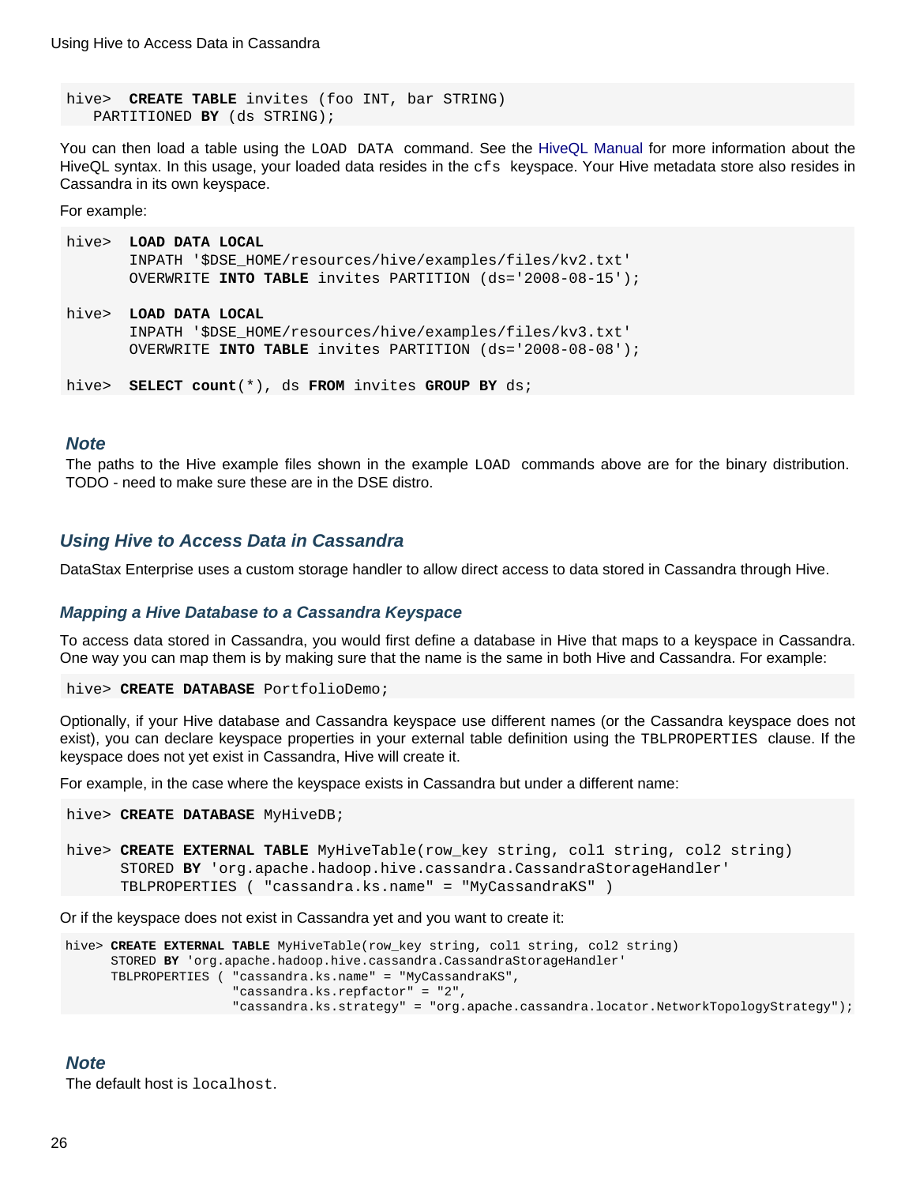```
hive>  CREATE TABLE invites (foo INT, bar STRING)
   PARTITIONED BY (ds STRING);
```

You can then load a table using the `LOAD DATA` command. See the HiveQL Manual for more information about the HiveQL syntax. In this usage, your loaded data resides in the `cfs` keyspace. Your Hive metadata store also resides in Cassandra in its own keyspace.

For example:

```
hive>  LOAD DATA LOCAL
       INPATH '$DSE_HOME/resources/hive/examples/files/kv2.txt'
       OVERWRITE INTO TABLE invites PARTITION (ds='2008-08-15');

hive>  LOAD DATA LOCAL
       INPATH '$DSE_HOME/resources/hive/examples/files/kv3.txt'
       OVERWRITE INTO TABLE invites PARTITION (ds='2008-08-08');

hive>  SELECT count(*), ds FROM invites GROUP BY ds;
```

#### Note

The paths to the Hive example files shown in the example `LOAD` commands above are for the binary distribution. TODO - need to make sure these are in the DSE distro.

## Using Hive to Access Data in Cassandra

DataStax Enterprise uses a custom storage handler to allow direct access to data stored in Cassandra through Hive.

### Mapping a Hive Database to a Cassandra Keyspace

To access data stored in Cassandra, you would first define a database in Hive that maps to a keyspace in Cassandra. One way you can map them is by making sure that the name is the same in both Hive and Cassandra. For example:

```
hive> CREATE DATABASE PortfolioDemo;
```

Optionally, if your Hive database and Cassandra keyspace use different names (or the Cassandra keyspace does not exist), you can declare keyspace properties in your external table definition using the `TBLPROPERTIES` clause. If the keyspace does not yet exist in Cassandra, Hive will create it.

For example, in the case where the keyspace exists in Cassandra but under a different name:

```
hive> CREATE DATABASE MyHiveDB;

hive> CREATE EXTERNAL TABLE MyHiveTable(row_key string, col1 string, col2 string)
      STORED BY 'org.apache.hadoop.hive.cassandra.CassandraStorageHandler'
      TBLPROPERTIES ( "cassandra.ks.name" = "MyCassandraKS" )
```

Or if the keyspace does not exist in Cassandra yet and you want to create it:

```
hive> CREATE EXTERNAL TABLE MyHiveTable(row_key string, col1 string, col2 string)
      STORED BY 'org.apache.hadoop.hive.cassandra.CassandraStorageHandler'
      TBLPROPERTIES ( "cassandra.ks.name" = "MyCassandraKS",
                      "cassandra.ks.repfactor" = "2",
                      "cassandra.ks.strategy" = "org.apache.cassandra.locator.NetworkTopologyStrategy");
```

#### Note

The default host is `localhost`.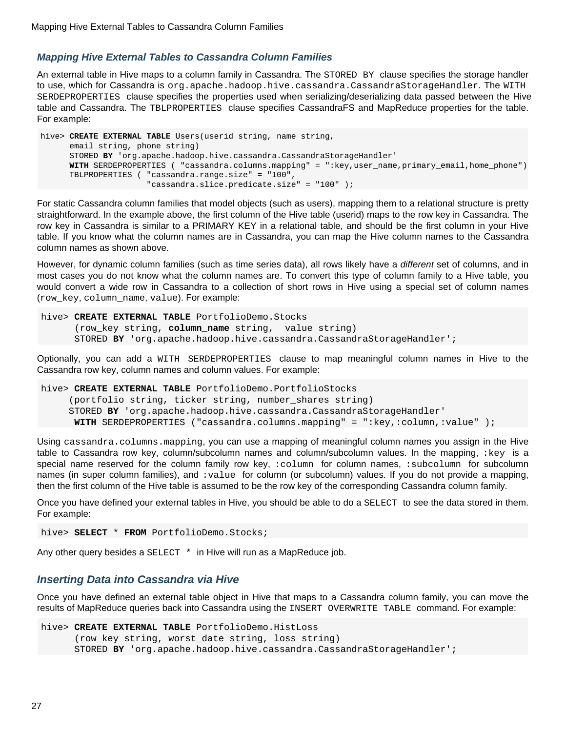### *Mapping Hive External Tables to Cassandra Column Families*

An external table in Hive maps to a column family in Cassandra. The `STORED BY` clause specifies the storage handler to use, which for Cassandra is `org.apache.hadoop.hive.cassandra.CassandraStorageHandler`. The `WITH SERDEPROPERTIES` clause specifies the properties used when serializing/deserializing data passed between the Hive table and Cassandra. The `TBLPROPERTIES` clause specifies CassandraFS and MapReduce properties for the table. For example:

```
hive> CREATE EXTERNAL TABLE Users(userid string, name string,
      email string, phone string)
      STORED BY 'org.apache.hadoop.hive.cassandra.CassandraStorageHandler'
      WITH SERDEPROPERTIES ( "cassandra.columns.mapping" = ":key,user_name,primary_email,home_phone")
      TBLPROPERTIES ( "cassandra.range.size" = "100",
                      "cassandra.slice.predicate.size" = "100" );
```

For static Cassandra column families that model objects (such as users), mapping them to a relational structure is pretty straightforward. In the example above, the first column of the Hive table (userid) maps to the row key in Cassandra. The row key in Cassandra is similar to a PRIMARY KEY in a relational table, and should be the first column in your Hive table. If you know what the column names are in Cassandra, you can map the Hive column names to the Cassandra column names as shown above.

However, for dynamic column families (such as time series data), all rows likely have a *different* set of columns, and in most cases you do not know what the column names are. To convert this type of column family to a Hive table, you would convert a wide row in Cassandra to a collection of short rows in Hive using a special set of column names (`row_key`, `column_name`, `value`). For example:

```
hive> CREATE EXTERNAL TABLE PortfolioDemo.Stocks
      (row_key string, column_name string,  value string)
      STORED BY 'org.apache.hadoop.hive.cassandra.CassandraStorageHandler';
```

Optionally, you can add a `WITH SERDEPROPERTIES` clause to map meaningful column names in Hive to the Cassandra row key, column names and column values. For example:

```
hive> CREATE EXTERNAL TABLE PortfolioDemo.PortfolioStocks
     (portfolio string, ticker string, number_shares string)
     STORED BY 'org.apache.hadoop.hive.cassandra.CassandraStorageHandler'
      WITH SERDEPROPERTIES ("cassandra.columns.mapping" = ":key,:column,:value" );
```

Using `cassandra.columns.mapping`, you can use a mapping of meaningful column names you assign in the Hive table to Cassandra row key, column/subcolumn names and column/subcolumn values. In the mapping, `:key` is a special name reserved for the column family row key, `:column` for column names, `:subcolumn` for subcolumn names (in super column families), and `:value` for column (or subcolumn) values. If you do not provide a mapping, then the first column of the Hive table is assumed to be the row key of the corresponding Cassandra column family.

Once you have defined your external tables in Hive, you should be able to do a `SELECT` to see the data stored in them. For example:

```
hive> SELECT * FROM PortfolioDemo.Stocks;
```

Any other query besides a `SELECT *` in Hive will run as a MapReduce job.

### *Inserting Data into Cassandra via Hive*

Once you have defined an external table object in Hive that maps to a Cassandra column family, you can move the results of MapReduce queries back into Cassandra using the `INSERT OVERWRITE TABLE` command. For example:

```
hive> CREATE EXTERNAL TABLE PortfolioDemo.HistLoss
      (row_key string, worst_date string, loss string)
      STORED BY 'org.apache.hadoop.hive.cassandra.CassandraStorageHandler';
```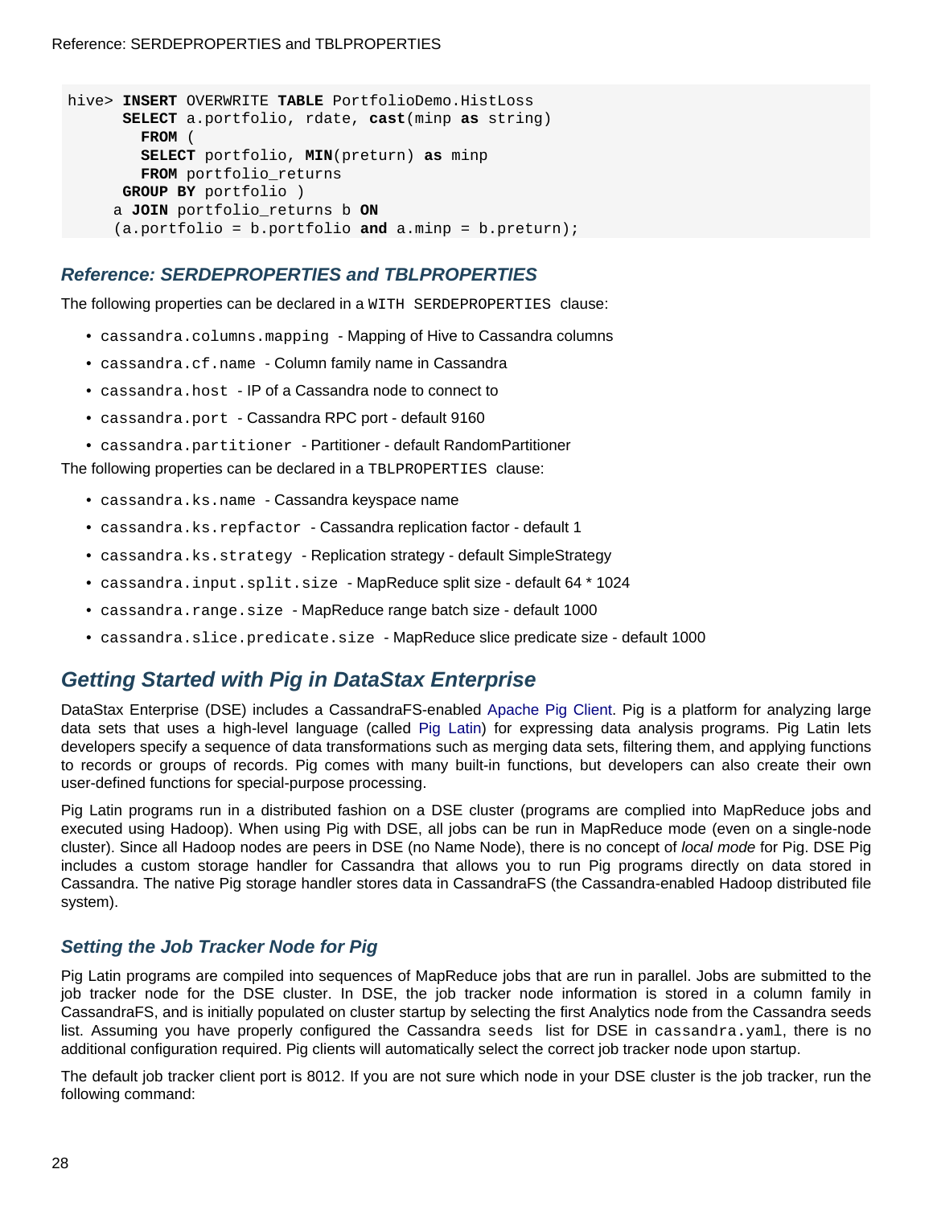```
hive> INSERT OVERWRITE TABLE PortfolioDemo.HistLoss
      SELECT a.portfolio, rdate, cast(minp as string)
        FROM (
        SELECT portfolio, MIN(preturn) as minp
        FROM portfolio_returns
      GROUP BY portfolio )
     a JOIN portfolio_returns b ON
     (a.portfolio = b.portfolio and a.minp = b.preturn);
```

### Reference: SERDEPROPERTIES and TBLPROPERTIES

The following properties can be declared in a `WITH SERDEPROPERTIES` clause:

- `cassandra.columns.mapping` - Mapping of Hive to Cassandra columns
- `cassandra.cf.name` - Column family name in Cassandra
- `cassandra.host` - IP of a Cassandra node to connect to
- `cassandra.port` - Cassandra RPC port - default 9160
- `cassandra.partitioner` - Partitioner - default RandomPartitioner

The following properties can be declared in a `TBLPROPERTIES` clause:

- `cassandra.ks.name` - Cassandra keyspace name
- `cassandra.ks.repfactor` - Cassandra replication factor - default 1
- `cassandra.ks.strategy` - Replication strategy - default SimpleStrategy
- `cassandra.input.split.size` - MapReduce split size - default 64 * 1024
- `cassandra.range.size` - MapReduce range batch size - default 1000
- `cassandra.slice.predicate.size` - MapReduce slice predicate size - default 1000

## Getting Started with Pig in DataStax Enterprise

DataStax Enterprise (DSE) includes a CassandraFS-enabled Apache Pig Client. Pig is a platform for analyzing large data sets that uses a high-level language (called Pig Latin) for expressing data analysis programs. Pig Latin lets developers specify a sequence of data transformations such as merging data sets, filtering them, and applying functions to records or groups of records. Pig comes with many built-in functions, but developers can also create their own user-defined functions for special-purpose processing.

Pig Latin programs run in a distributed fashion on a DSE cluster (programs are complied into MapReduce jobs and executed using Hadoop). When using Pig with DSE, all jobs can be run in MapReduce mode (even on a single-node cluster). Since all Hadoop nodes are peers in DSE (no Name Node), there is no concept of *local mode* for Pig. DSE Pig includes a custom storage handler for Cassandra that allows you to run Pig programs directly on data stored in Cassandra. The native Pig storage handler stores data in CassandraFS (the Cassandra-enabled Hadoop distributed file system).

### Setting the Job Tracker Node for Pig

Pig Latin programs are compiled into sequences of MapReduce jobs that are run in parallel. Jobs are submitted to the job tracker node for the DSE cluster. In DSE, the job tracker node information is stored in a column family in CassandraFS, and is initially populated on cluster startup by selecting the first Analytics node from the Cassandra seeds list. Assuming you have properly configured the Cassandra `seeds` list for DSE in `cassandra.yaml`, there is no additional configuration required. Pig clients will automatically select the correct job tracker node upon startup.

The default job tracker client port is 8012. If you are not sure which node in your DSE cluster is the job tracker, run the following command: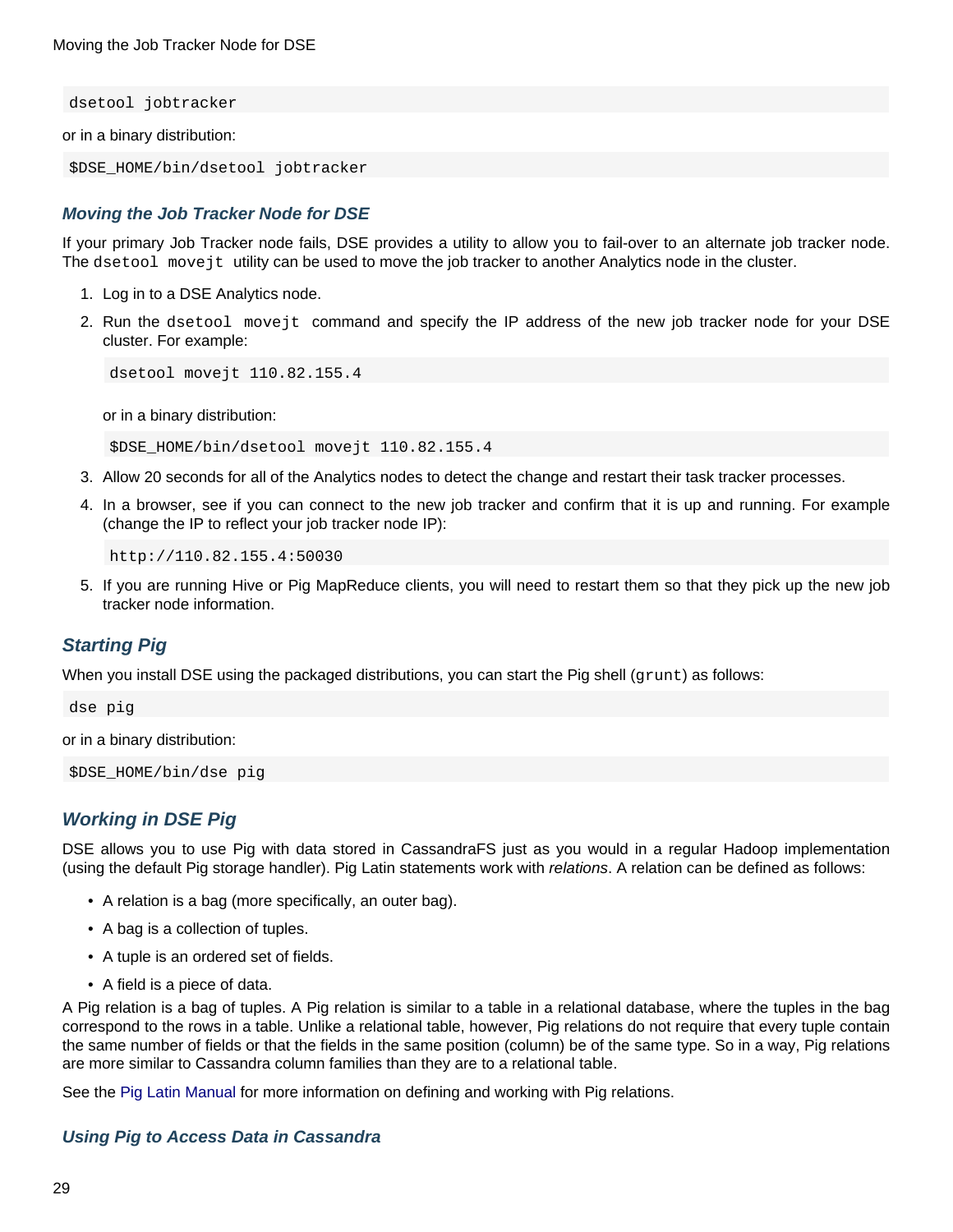```
dsetool jobtracker
```

or in a binary distribution:

```
$DSE_HOME/bin/dsetool jobtracker
```

### *Moving the Job Tracker Node for DSE*

If your primary Job Tracker node fails, DSE provides a utility to allow you to fail-over to an alternate job tracker node. The `dsetool movejt` utility can be used to move the job tracker to another Analytics node in the cluster.

1. Log in to a DSE Analytics node.
2. Run the `dsetool movejt` command and specify the IP address of the new job tracker node for your DSE cluster. For example:

   ```
   dsetool movejt 110.82.155.4
   ```

   or in a binary distribution:

   ```
   $DSE_HOME/bin/dsetool movejt 110.82.155.4
   ```

3. Allow 20 seconds for all of the Analytics nodes to detect the change and restart their task tracker processes.
4. In a browser, see if you can connect to the new job tracker and confirm that it is up and running. For example (change the IP to reflect your job tracker node IP):

   ```
   http://110.82.155.4:50030
   ```

5. If you are running Hive or Pig MapReduce clients, you will need to restart them so that they pick up the new job tracker node information.

## *Starting Pig*

When you install DSE using the packaged distributions, you can start the Pig shell (`grunt`) as follows:

```
dse pig
```

or in a binary distribution:

```
$DSE_HOME/bin/dse pig
```

## *Working in DSE Pig*

DSE allows you to use Pig with data stored in CassandraFS just as you would in a regular Hadoop implementation (using the default Pig storage handler). Pig Latin statements work with *relations*. A relation can be defined as follows:

- A relation is a bag (more specifically, an outer bag).
- A bag is a collection of tuples.
- A tuple is an ordered set of fields.
- A field is a piece of data.

A Pig relation is a bag of tuples. A Pig relation is similar to a table in a relational database, where the tuples in the bag correspond to the rows in a table. Unlike a relational table, however, Pig relations do not require that every tuple contain the same number of fields or that the fields in the same position (column) be of the same type. So in a way, Pig relations are more similar to Cassandra column families than they are to a relational table.

See the Pig Latin Manual for more information on defining and working with Pig relations.

### *Using Pig to Access Data in Cassandra*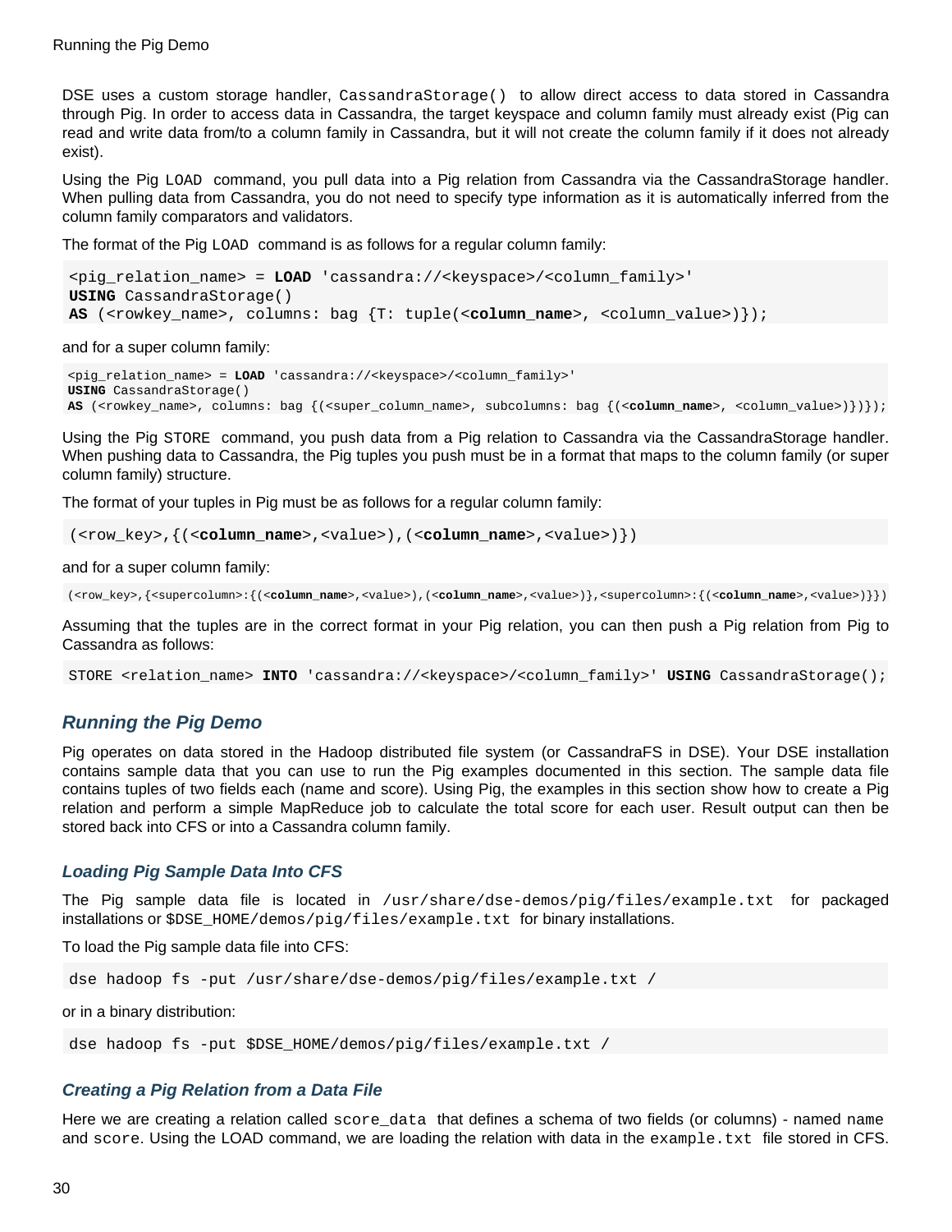DSE uses a custom storage handler, `CassandraStorage()` to allow direct access to data stored in Cassandra through Pig. In order to access data in Cassandra, the target keyspace and column family must already exist (Pig can read and write data from/to a column family in Cassandra, but it will not create the column family if it does not already exist).

Using the Pig `LOAD` command, you pull data into a Pig relation from Cassandra via the CassandraStorage handler. When pulling data from Cassandra, you do not need to specify type information as it is automatically inferred from the column family comparators and validators.

The format of the Pig `LOAD` command is as follows for a regular column family:

```
<pig_relation_name> = LOAD 'cassandra://<keyspace>/<column_family>'
USING CassandraStorage()
AS (<rowkey_name>, columns: bag {T: tuple(<column_name>, <column_value>)});
```

and for a super column family:

```
<pig_relation_name> = LOAD 'cassandra://<keyspace>/<column_family>'
USING CassandraStorage()
AS (<rowkey_name>, columns: bag {(<super_column_name>, subcolumns: bag {(<column_name>, <column_value>)})});
```

Using the Pig `STORE` command, you push data from a Pig relation to Cassandra via the CassandraStorage handler. When pushing data to Cassandra, the Pig tuples you push must be in a format that maps to the column family (or super column family) structure.

The format of your tuples in Pig must be as follows for a regular column family:

```
(<row_key>,{(<column_name>,<value>),(<column_name>,<value>)})
```

and for a super column family:

```
(<row_key>,{<supercolumn>:{(<column_name>,<value>),(<column_name>,<value>)},<supercolumn>:{(<column_name>,<value>)}})
```

Assuming that the tuples are in the correct format in your Pig relation, you can then push a Pig relation from Pig to Cassandra as follows:

```
STORE <relation_name> INTO 'cassandra://<keyspace>/<column_family>' USING CassandraStorage();
```

## *Running the Pig Demo*

Pig operates on data stored in the Hadoop distributed file system (or CassandraFS in DSE). Your DSE installation contains sample data that you can use to run the Pig examples documented in this section. The sample data file contains tuples of two fields each (name and score). Using Pig, the examples in this section show how to create a Pig relation and perform a simple MapReduce job to calculate the total score for each user. Result output can then be stored back into CFS or into a Cassandra column family.

### *Loading Pig Sample Data Into CFS*

The Pig sample data file is located in `/usr/share/dse-demos/pig/files/example.txt` for packaged installations or `$DSE_HOME/demos/pig/files/example.txt` for binary installations.

To load the Pig sample data file into CFS:

```
dse hadoop fs -put /usr/share/dse-demos/pig/files/example.txt /
```

or in a binary distribution:

```
dse hadoop fs -put $DSE_HOME/demos/pig/files/example.txt /
```

### *Creating a Pig Relation from a Data File*

Here we are creating a relation called `score_data` that defines a schema of two fields (or columns) - named `name` and `score`. Using the LOAD command, we are loading the relation with data in the `example.txt` file stored in CFS.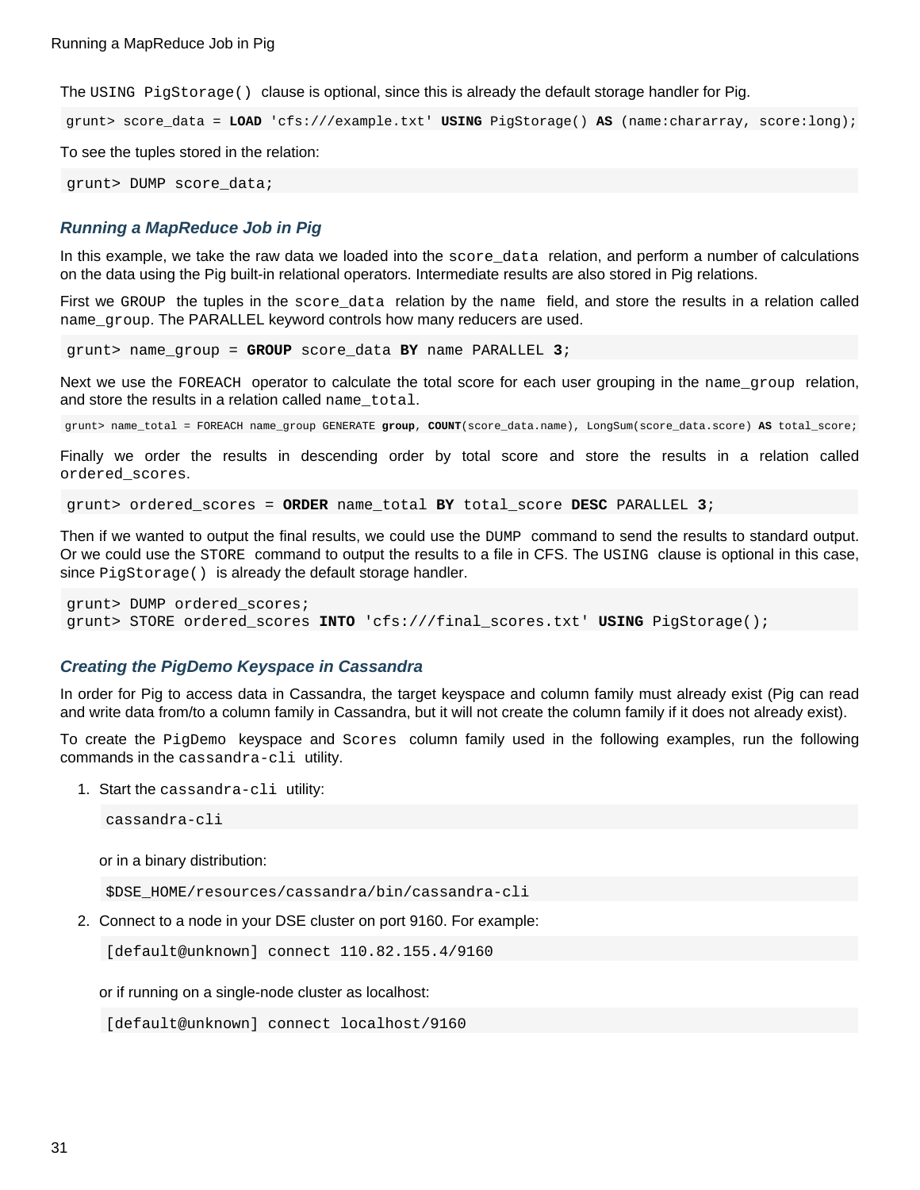The `USING PigStorage()` clause is optional, since this is already the default storage handler for Pig.

```
grunt> score_data = LOAD 'cfs:///example.txt' USING PigStorage() AS (name:chararray, score:long);
```

To see the tuples stored in the relation:

```
grunt> DUMP score_data;
```

### *Running a MapReduce Job in Pig*

In this example, we take the raw data we loaded into the `score_data` relation, and perform a number of calculations on the data using the Pig built-in relational operators. Intermediate results are also stored in Pig relations.

First we `GROUP` the tuples in the `score_data` relation by the `name` field, and store the results in a relation called `name_group`. The PARALLEL keyword controls how many reducers are used.

```
grunt> name_group = GROUP score_data BY name PARALLEL 3;
```

Next we use the `FOREACH` operator to calculate the total score for each user grouping in the `name_group` relation, and store the results in a relation called `name_total`.

```
grunt> name_total = FOREACH name_group GENERATE group, COUNT(score_data.name), LongSum(score_data.score) AS total_score;
```

Finally we order the results in descending order by total score and store the results in a relation called `ordered_scores`.

```
grunt> ordered_scores = ORDER name_total BY total_score DESC PARALLEL 3;
```

Then if we wanted to output the final results, we could use the `DUMP` command to send the results to standard output. Or we could use the `STORE` command to output the results to a file in CFS. The `USING` clause is optional in this case, since `PigStorage()` is already the default storage handler.

```
grunt> DUMP ordered_scores;
grunt> STORE ordered_scores INTO 'cfs:///final_scores.txt' USING PigStorage();
```

### *Creating the PigDemo Keyspace in Cassandra*

In order for Pig to access data in Cassandra, the target keyspace and column family must already exist (Pig can read and write data from/to a column family in Cassandra, but it will not create the column family if it does not already exist).

To create the `PigDemo` keyspace and `Scores` column family used in the following examples, run the following commands in the `cassandra-cli` utility.

1. Start the `cassandra-cli` utility:

   ```
   cassandra-cli
   ```

   or in a binary distribution:

   ```
   $DSE_HOME/resources/cassandra/bin/cassandra-cli
   ```

2. Connect to a node in your DSE cluster on port 9160. For example:

   ```
   [default@unknown] connect 110.82.155.4/9160
   ```

   or if running on a single-node cluster as localhost:

   ```
   [default@unknown] connect localhost/9160
   ```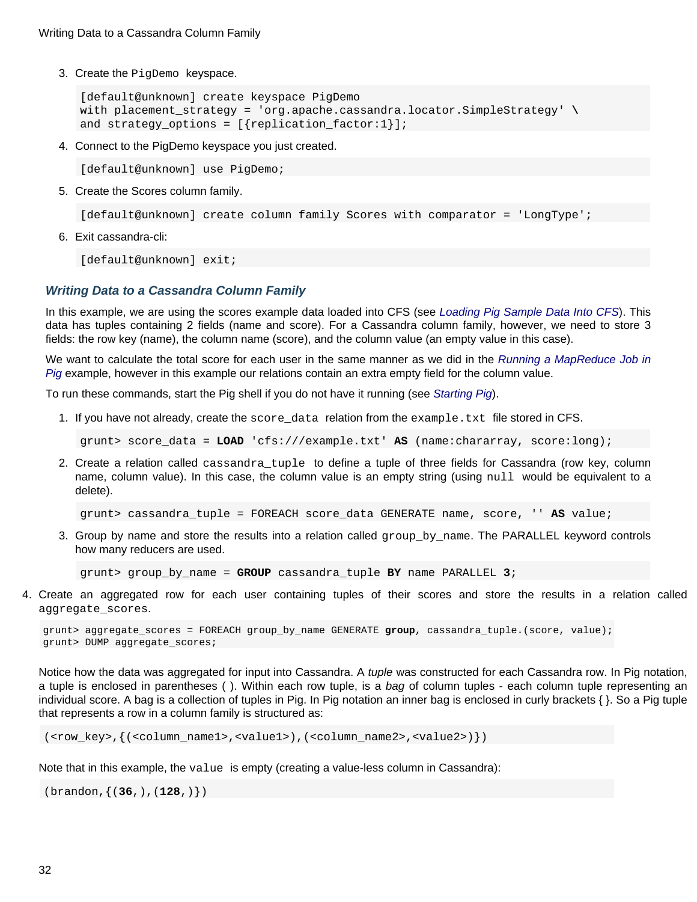3. Create the `PigDemo` keyspace.

```
[default@unknown] create keyspace PigDemo
with placement_strategy = 'org.apache.cassandra.locator.SimpleStrategy' \
and strategy_options = [{replication_factor:1}];
```

4. Connect to the PigDemo keyspace you just created.

```
[default@unknown] use PigDemo;
```

5. Create the Scores column family.

```
[default@unknown] create column family Scores with comparator = 'LongType';
```

6. Exit cassandra-cli:

```
[default@unknown] exit;
```

### *Writing Data to a Cassandra Column Family*

In this example, we are using the scores example data loaded into CFS (see *Loading Pig Sample Data Into CFS*). This data has tuples containing 2 fields (name and score). For a Cassandra column family, however, we need to store 3 fields: the row key (name), the column name (score), and the column value (an empty value in this case).

We want to calculate the total score for each user in the same manner as we did in the *Running a MapReduce Job in Pig* example, however in this example our relations contain an extra empty field for the column value.

To run these commands, start the Pig shell if you do not have it running (see *Starting Pig*).

1. If you have not already, create the `score_data` relation from the `example.txt` file stored in CFS.

```
grunt> score_data = LOAD 'cfs:///example.txt' AS (name:chararray, score:long);
```

2. Create a relation called `cassandra_tuple` to define a tuple of three fields for Cassandra (row key, column name, column value). In this case, the column value is an empty string (using `null` would be equivalent to a delete).

```
grunt> cassandra_tuple = FOREACH score_data GENERATE name, score, '' AS value;
```

3. Group by name and store the results into a relation called `group_by_name`. The PARALLEL keyword controls how many reducers are used.

```
grunt> group_by_name = GROUP cassandra_tuple BY name PARALLEL 3;
```

4. Create an aggregated row for each user containing tuples of their scores and store the results in a relation called `aggregate_scores`.

```
grunt> aggregate_scores = FOREACH group_by_name GENERATE group, cassandra_tuple.(score, value);
grunt> DUMP aggregate_scores;
```

Notice how the data was aggregated for input into Cassandra. A *tuple* was constructed for each Cassandra row. In Pig notation, a tuple is enclosed in parentheses ( ). Within each row tuple, is a *bag* of column tuples - each column tuple representing an individual score. A bag is a collection of tuples in Pig. In Pig notation an inner bag is enclosed in curly brackets { }. So a Pig tuple that represents a row in a column family is structured as:

```
(<row_key>,{(<column_name1>,<value1>),(<column_name2>,<value2>)})
```

Note that in this example, the `value` is empty (creating a value-less column in Cassandra):

```
(brandon,{(36,),(128,)})
```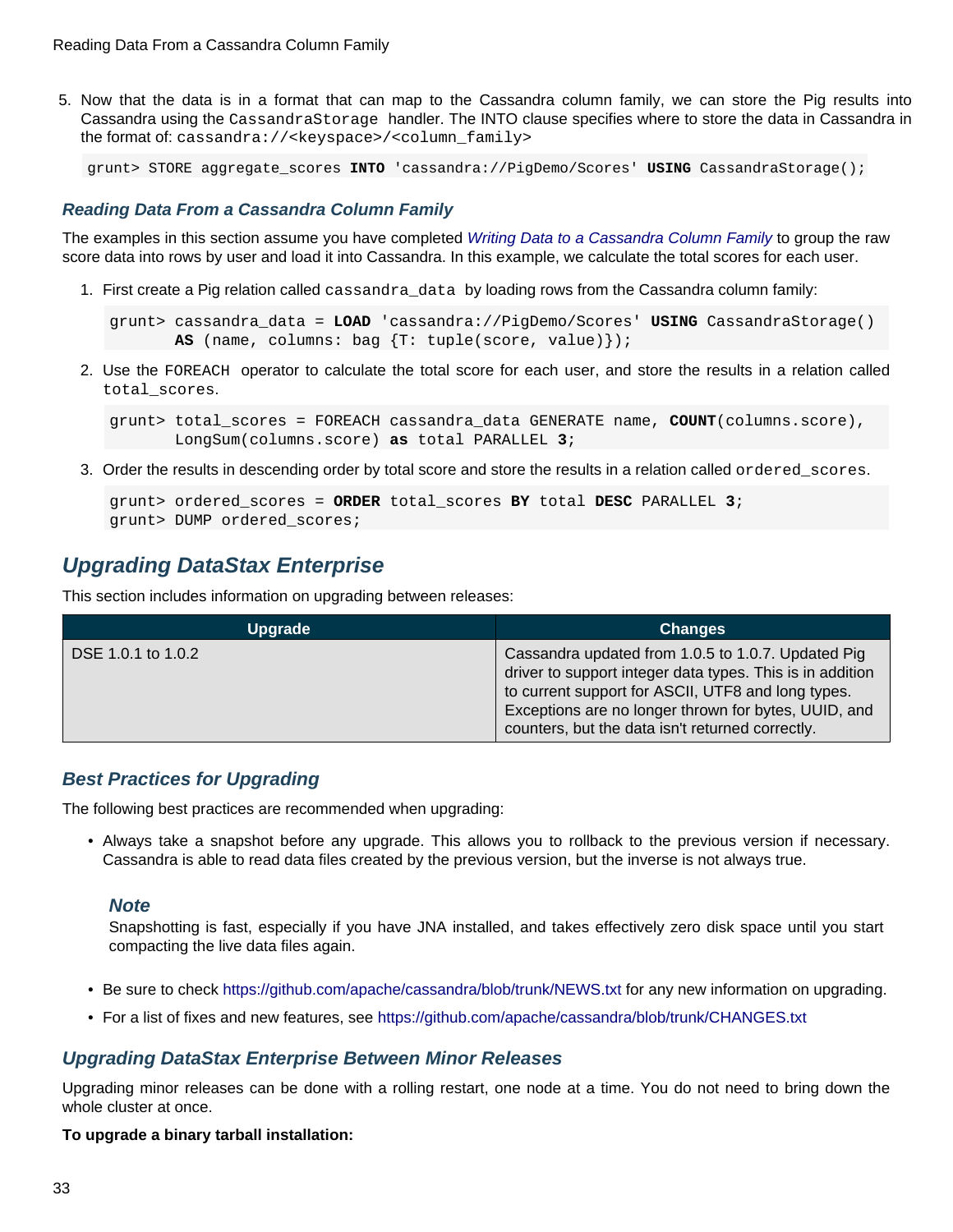5. Now that the data is in a format that can map to the Cassandra column family, we can store the Pig results into Cassandra using the `CassandraStorage` handler. The INTO clause specifies where to store the data in Cassandra in the format of: `cassandra://<keyspace>/<column_family>`

```
grunt> STORE aggregate_scores INTO 'cassandra://PigDemo/Scores' USING CassandraStorage();
```

### *Reading Data From a Cassandra Column Family*

The examples in this section assume you have completed *Writing Data to a Cassandra Column Family* to group the raw score data into rows by user and load it into Cassandra. In this example, we calculate the total scores for each user.

1. First create a Pig relation called `cassandra_data` by loading rows from the Cassandra column family:

```
grunt> cassandra_data = LOAD 'cassandra://PigDemo/Scores' USING CassandraStorage()
       AS (name, columns: bag {T: tuple(score, value)});
```

2. Use the `FOREACH` operator to calculate the total score for each user, and store the results in a relation called `total_scores`.

```
grunt> total_scores = FOREACH cassandra_data GENERATE name, COUNT(columns.score),
       LongSum(columns.score) as total PARALLEL 3;
```

3. Order the results in descending order by total score and store the results in a relation called `ordered_scores`.

```
grunt> ordered_scores = ORDER total_scores BY total DESC PARALLEL 3;
grunt> DUMP ordered_scores;
```

## *Upgrading DataStax Enterprise*

This section includes information on upgrading between releases:

| Upgrade | Changes |
| --- | --- |
| DSE 1.0.1 to 1.0.2 | Cassandra updated from 1.0.5 to 1.0.7. Updated Pig driver to support integer data types. This is in addition to current support for ASCII, UTF8 and long types. Exceptions are no longer thrown for bytes, UUID, and counters, but the data isn't returned correctly. |

### *Best Practices for Upgrading*

The following best practices are recommended when upgrading:

- Always take a snapshot before any upgrade. This allows you to rollback to the previous version if necessary. Cassandra is able to read data files created by the previous version, but the inverse is not always true.

  #### *Note*

  Snapshotting is fast, especially if you have JNA installed, and takes effectively zero disk space until you start compacting the live data files again.

- Be sure to check https://github.com/apache/cassandra/blob/trunk/NEWS.txt for any new information on upgrading.
- For a list of fixes and new features, see https://github.com/apache/cassandra/blob/trunk/CHANGES.txt

### *Upgrading DataStax Enterprise Between Minor Releases*

Upgrading minor releases can be done with a rolling restart, one node at a time. You do not need to bring down the whole cluster at once.

**To upgrade a binary tarball installation:**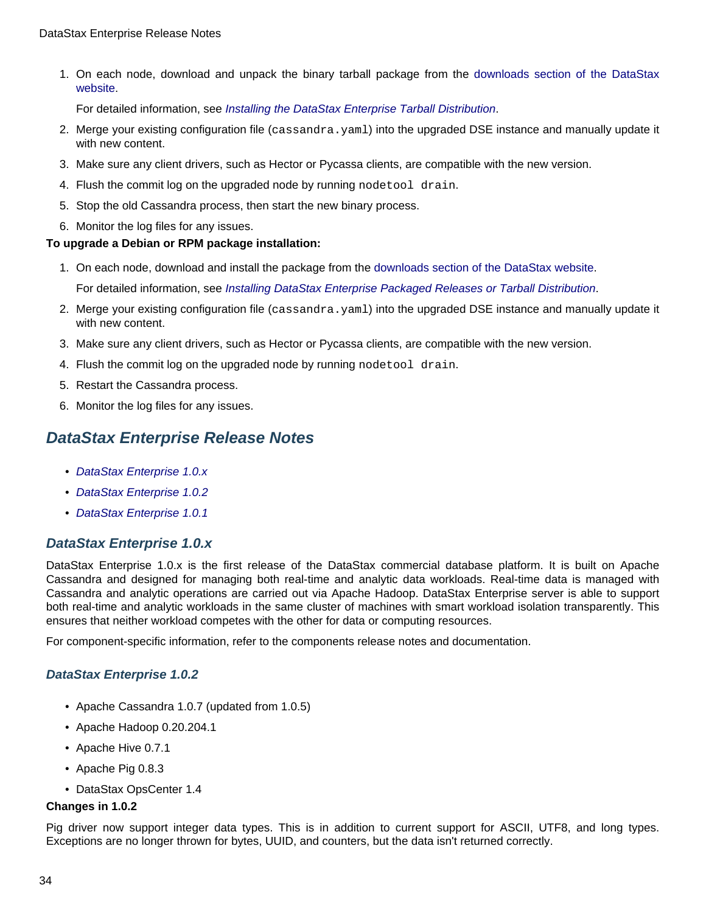1. On each node, download and unpack the binary tarball package from the downloads section of the DataStax website.

   For detailed information, see *Installing the DataStax Enterprise Tarball Distribution*.

2. Merge your existing configuration file (`cassandra.yaml`) into the upgraded DSE instance and manually update it with new content.
3. Make sure any client drivers, such as Hector or Pycassa clients, are compatible with the new version.
4. Flush the commit log on the upgraded node by running `nodetool drain`.
5. Stop the old Cassandra process, then start the new binary process.
6. Monitor the log files for any issues.

**To upgrade a Debian or RPM package installation:**

1. On each node, download and install the package from the downloads section of the DataStax website.

   For detailed information, see *Installing DataStax Enterprise Packaged Releases or Tarball Distribution*.

2. Merge your existing configuration file (`cassandra.yaml`) into the upgraded DSE instance and manually update it with new content.
3. Make sure any client drivers, such as Hector or Pycassa clients, are compatible with the new version.
4. Flush the commit log on the upgraded node by running `nodetool drain`.
5. Restart the Cassandra process.
6. Monitor the log files for any issues.

## DataStax Enterprise Release Notes

- *DataStax Enterprise 1.0.x*
- *DataStax Enterprise 1.0.2*
- *DataStax Enterprise 1.0.1*

### DataStax Enterprise 1.0.x

DataStax Enterprise 1.0.x is the first release of the DataStax commercial database platform. It is built on Apache Cassandra and designed for managing both real-time and analytic data workloads. Real-time data is managed with Cassandra and analytic operations are carried out via Apache Hadoop. DataStax Enterprise server is able to support both real-time and analytic workloads in the same cluster of machines with smart workload isolation transparently. This ensures that neither workload competes with the other for data or computing resources.

For component-specific information, refer to the components release notes and documentation.

#### DataStax Enterprise 1.0.2

- Apache Cassandra 1.0.7 (updated from 1.0.5)
- Apache Hadoop 0.20.204.1
- Apache Hive 0.7.1
- Apache Pig 0.8.3
- DataStax OpsCenter 1.4

**Changes in 1.0.2**

Pig driver now support integer data types. This is in addition to current support for ASCII, UTF8, and long types. Exceptions are no longer thrown for bytes, UUID, and counters, but the data isn't returned correctly.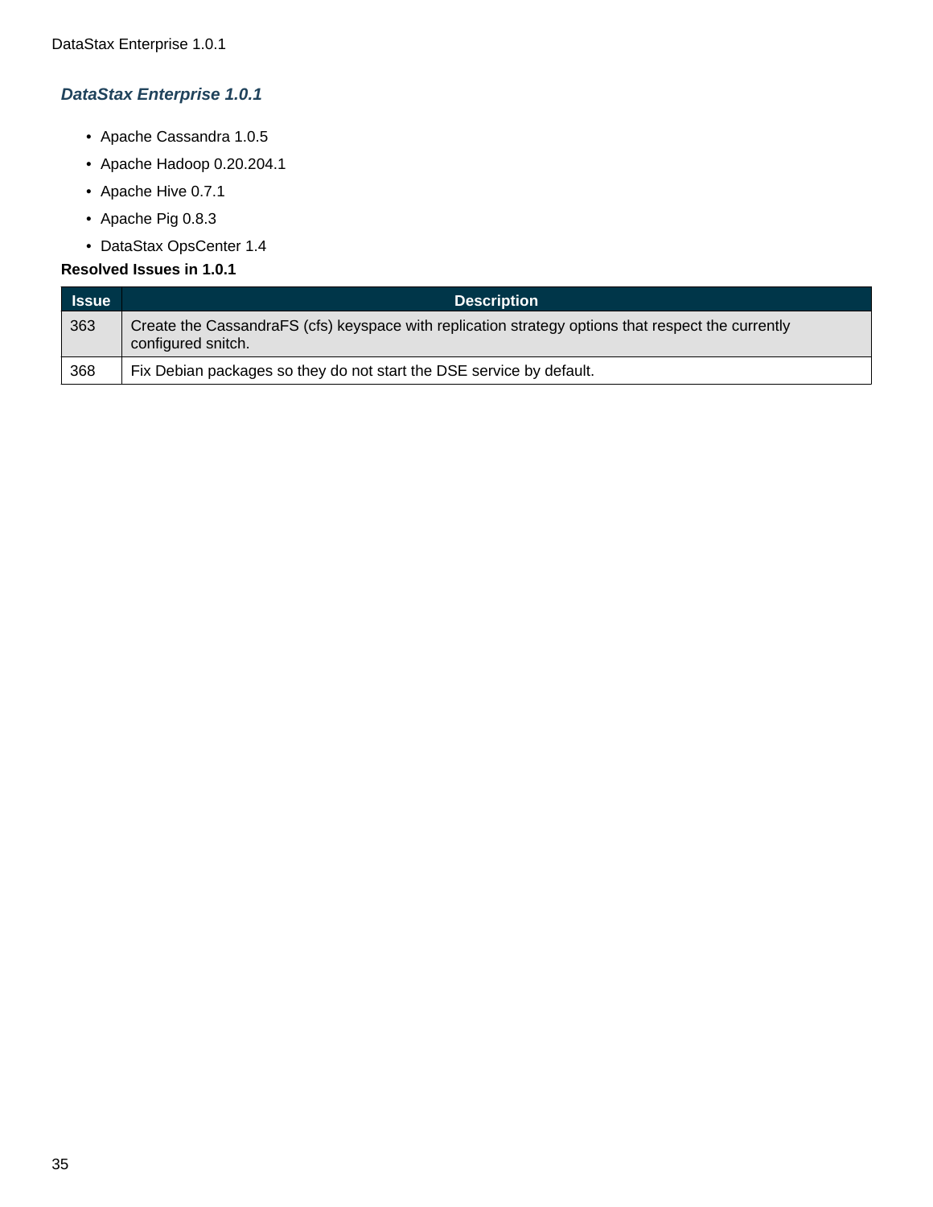## *DataStax Enterprise 1.0.1*

- Apache Cassandra 1.0.5
- Apache Hadoop 0.20.204.1
- Apache Hive 0.7.1
- Apache Pig 0.8.3
- DataStax OpsCenter 1.4

**Resolved Issues in 1.0.1**

| Issue | Description |
|---|---|
| 363 | Create the CassandraFS (cfs) keyspace with replication strategy options that respect the currently configured snitch. |
| 368 | Fix Debian packages so they do not start the DSE service by default. |